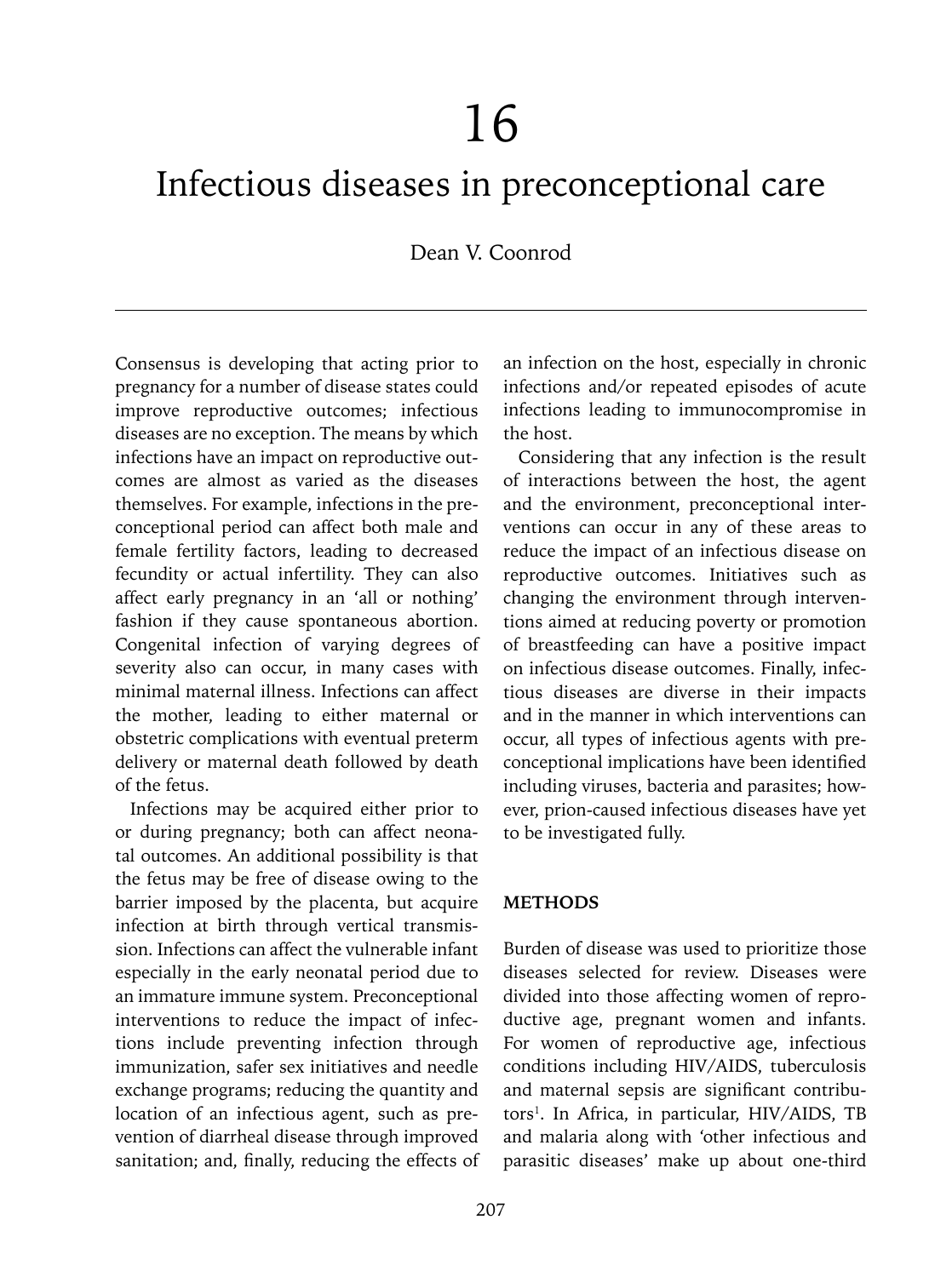# 16

# Infectious diseases in preconceptional care

Dean V. Coonrod

Consensus is developing that acting prior to pregnancy for a number of disease states could improve reproductive outcomes; infectious diseases are no exception. The means by which infections have an impact on reproductive outcomes are almost as varied as the diseases themselves. For example, infections in the preconceptional period can affect both male and female fertility factors, leading to decreased fecundity or actual infertility. They can also affect early pregnancy in an 'all or nothing' fashion if they cause spontaneous abortion. Congenital infection of varying degrees of severity also can occur, in many cases with minimal maternal illness. Infections can affect the mother, leading to either maternal or obstetric complications with eventual preterm delivery or maternal death followed by death of the fetus.

Infections may be acquired either prior to or during pregnancy; both can affect neonatal outcomes. An additional possibility is that the fetus may be free of disease owing to the barrier imposed by the placenta, but acquire infection at birth through vertical transmission. Infections can affect the vulnerable infant especially in the early neonatal period due to an immature immune system. Preconceptional interventions to reduce the impact of infections include preventing infection through immunization, safer sex initiatives and needle exchange programs; reducing the quantity and location of an infectious agent, such as prevention of diarrheal disease through improved sanitation; and, finally, reducing the effects of an infection on the host, especially in chronic infections and/or repeated episodes of acute infections leading to immunocompromise in the host.

Considering that any infection is the result of interactions between the host, the agent and the environment, preconceptional interventions can occur in any of these areas to reduce the impact of an infectious disease on reproductive outcomes. Initiatives such as changing the environment through interventions aimed at reducing poverty or promotion of breastfeeding can have a positive impact on infectious disease outcomes. Finally, infectious diseases are diverse in their impacts and in the manner in which interventions can occur, all types of infectious agents with preconceptional implications have been identified including viruses, bacteria and parasites; however, prion-caused infectious diseases have yet to be investigated fully.

## METHODS

Burden of disease was used to prioritize those diseases selected for review. Diseases were divided into those affecting women of reproductive age, pregnant women and infants. For women of reproductive age, infectious conditions including HIV/AIDS, tuberculosis and maternal sepsis are significant contributors[1]. In Africa, in particular, HIV/AIDS, TB and malaria along with 'other infectious and parasitic diseases' make up about one-third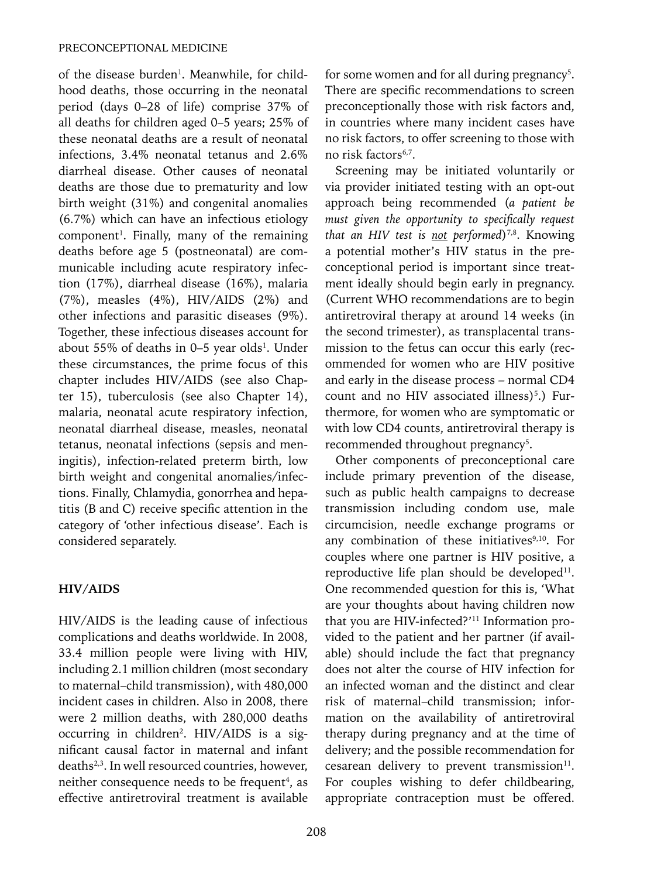of the disease burden[1]. Meanwhile, for childhood deaths, those occurring in the neonatal period (days 0–28 of life) comprise 37% of all deaths for children aged 0–5 years; 25% of these neonatal deaths are a result of neonatal infections, 3.4% neonatal tetanus and 2.6% diarrheal disease. Other causes of neonatal deaths are those due to prematurity and low birth weight (31%) and congenital anomalies (6.7%) which can have an infectious etiology component[1]. Finally, many of the remaining deaths before age 5 (postneonatal) are communicable including acute respiratory infection (17%), diarrheal disease (16%), malaria (7%), measles (4%), HIV/AIDS (2%) and other infections and parasitic diseases (9%). Together, these infectious diseases account for about 55% of deaths in 0–5 year olds[1]. Under these circumstances, the prime focus of this chapter includes HIV/AIDS (see also Chapter 15), tuberculosis (see also Chapter 14), malaria, neonatal acute respiratory infection, neonatal diarrheal disease, measles, neonatal tetanus, neonatal infections (sepsis and meningitis), infection-related preterm birth, low birth weight and congenital anomalies/infections. Finally, Chlamydia, gonorrhea and hepatitis (B and C) receive specific attention in the category of 'other infectious disease'. Each is considered separately.

## HIV/AIDS

HIV/AIDS is the leading cause of infectious complications and deaths worldwide. In 2008, 33.4 million people were living with HIV, including 2.1 million children (most secondary to maternal–child transmission), with 480,000 incident cases in children. Also in 2008, there were 2 million deaths, with 280,000 deaths occurring in children[2]. HIV/AIDS is a significant causal factor in maternal and infant deaths[2,3]. In well resourced countries, however, neither consequence needs to be frequent[4], as effective antiretroviral treatment is available for some women and for all during pregnancy[5]. There are specific recommendations to screen preconceptionally those with risk factors and, in countries where many incident cases have no risk factors, to offer screening to those with no risk factors[6,7].

Screening may be initiated voluntarily or via provider initiated testing with an opt-out approach being recommended (*a patient be must given the opportunity to specifically request that an HIV test is <u>not</u> performed*)[7,8]. Knowing a potential mother's HIV status in the preconceptional period is important since treatment ideally should begin early in pregnancy. (Current WHO recommendations are to begin antiretroviral therapy at around 14 weeks (in the second trimester), as transplacental transmission to the fetus can occur this early (recommended for women who are HIV positive and early in the disease process – normal CD4 count and no HIV associated illness)[5].) Furthermore, for women who are symptomatic or with low CD4 counts, antiretroviral therapy is recommended throughout pregnancy[5].

Other components of preconceptional care include primary prevention of the disease, such as public health campaigns to decrease transmission including condom use, male circumcision, needle exchange programs or any combination of these initiatives[9,10]. For couples where one partner is HIV positive, a reproductive life plan should be developed[11]. One recommended question for this is, 'What are your thoughts about having children now that you are HIV-infected?'[11] Information provided to the patient and her partner (if available) should include the fact that pregnancy does not alter the course of HIV infection for an infected woman and the distinct and clear risk of maternal–child transmission; information on the availability of antiretroviral therapy during pregnancy and at the time of delivery; and the possible recommendation for cesarean delivery to prevent transmission[11]. For couples wishing to defer childbearing, appropriate contraception must be offered.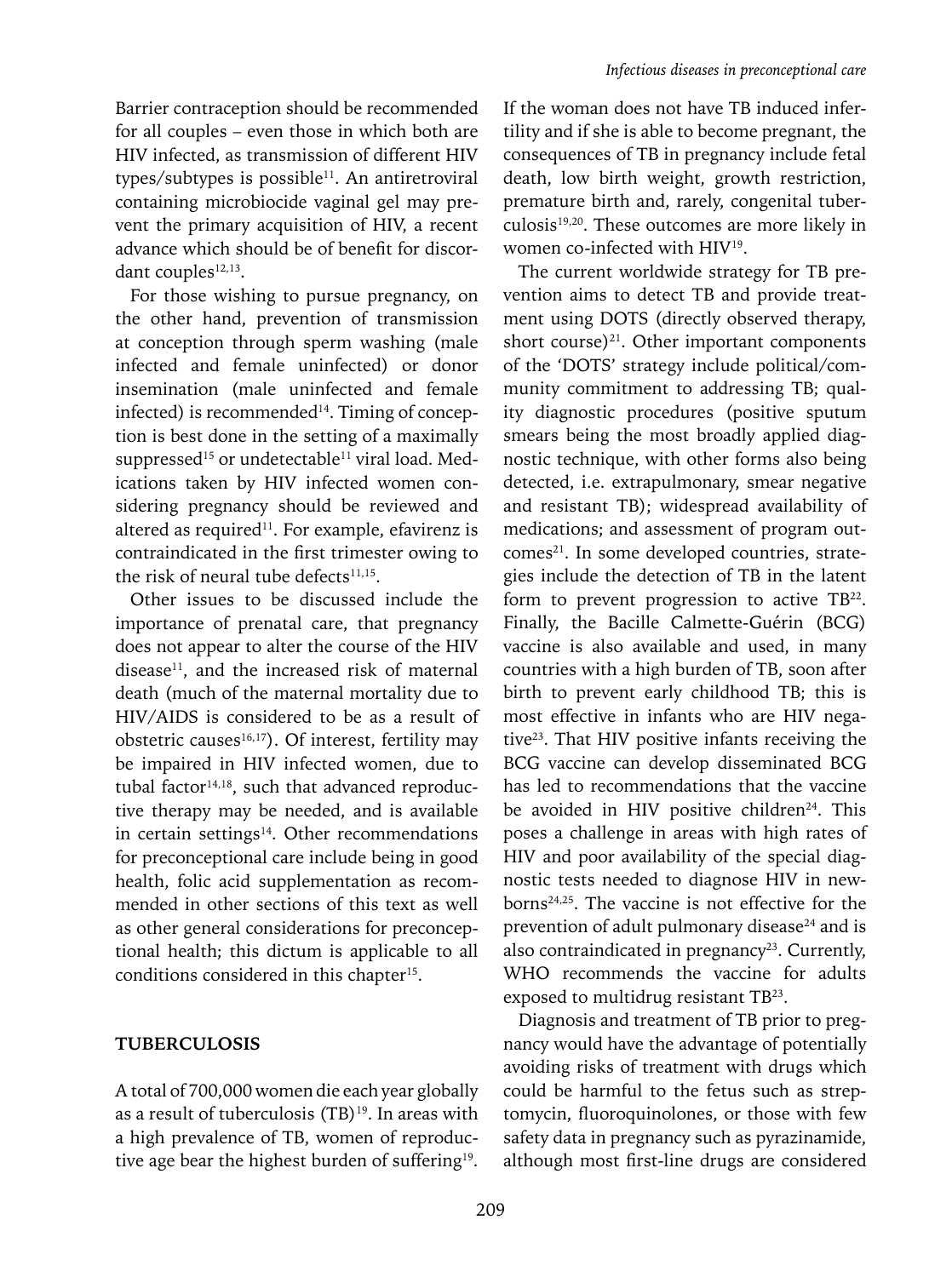Barrier contraception should be recommended for all couples – even those in which both are HIV infected, as transmission of different HIV types/subtypes is possible[11]. An antiretroviral containing microbiocide vaginal gel may prevent the primary acquisition of HIV, a recent advance which should be of benefit for discordant couples[12,13].

For those wishing to pursue pregnancy, on the other hand, prevention of transmission at conception through sperm washing (male infected and female uninfected) or donor insemination (male uninfected and female infected) is recommended[14]. Timing of conception is best done in the setting of a maximally suppressed[15] or undetectable[11] viral load. Medications taken by HIV infected women considering pregnancy should be reviewed and altered as required[11]. For example, efavirenz is contraindicated in the first trimester owing to the risk of neural tube defects[11,15].

Other issues to be discussed include the importance of prenatal care, that pregnancy does not appear to alter the course of the HIV disease[11], and the increased risk of maternal death (much of the maternal mortality due to HIV/AIDS is considered to be as a result of obstetric causes[16,17]). Of interest, fertility may be impaired in HIV infected women, due to tubal factor[14,18], such that advanced reproductive therapy may be needed, and is available in certain settings[14]. Other recommendations for preconceptional care include being in good health, folic acid supplementation as recommended in other sections of this text as well as other general considerations for preconceptional health; this dictum is applicable to all conditions considered in this chapter[15].

## TUBERCULOSIS

A total of 700,000 women die each year globally as a result of tuberculosis (TB)[19]. In areas with a high prevalence of TB, women of reproductive age bear the highest burden of suffering[19]. If the woman does not have TB induced infertility and if she is able to become pregnant, the consequences of TB in pregnancy include fetal death, low birth weight, growth restriction, premature birth and, rarely, congenital tuberculosis[19,20]. These outcomes are more likely in women co-infected with HIV[19].

The current worldwide strategy for TB prevention aims to detect TB and provide treatment using DOTS (directly observed therapy, short course)[21]. Other important components of the 'DOTS' strategy include political/community commitment to addressing TB; quality diagnostic procedures (positive sputum smears being the most broadly applied diagnostic technique, with other forms also being detected, i.e. extrapulmonary, smear negative and resistant TB); widespread availability of medications; and assessment of program outcomes[21]. In some developed countries, strategies include the detection of TB in the latent form to prevent progression to active TB[22]. Finally, the Bacille Calmette-Guérin (BCG) vaccine is also available and used, in many countries with a high burden of TB, soon after birth to prevent early childhood TB; this is most effective in infants who are HIV negative[23]. That HIV positive infants receiving the BCG vaccine can develop disseminated BCG has led to recommendations that the vaccine be avoided in HIV positive children[24]. This poses a challenge in areas with high rates of HIV and poor availability of the special diagnostic tests needed to diagnose HIV in newborns[24,25]. The vaccine is not effective for the prevention of adult pulmonary disease[24] and is also contraindicated in pregnancy[23]. Currently, WHO recommends the vaccine for adults exposed to multidrug resistant TB[23].

Diagnosis and treatment of TB prior to pregnancy would have the advantage of potentially avoiding risks of treatment with drugs which could be harmful to the fetus such as streptomycin, fluoroquinolones, or those with few safety data in pregnancy such as pyrazinamide, although most first-line drugs are considered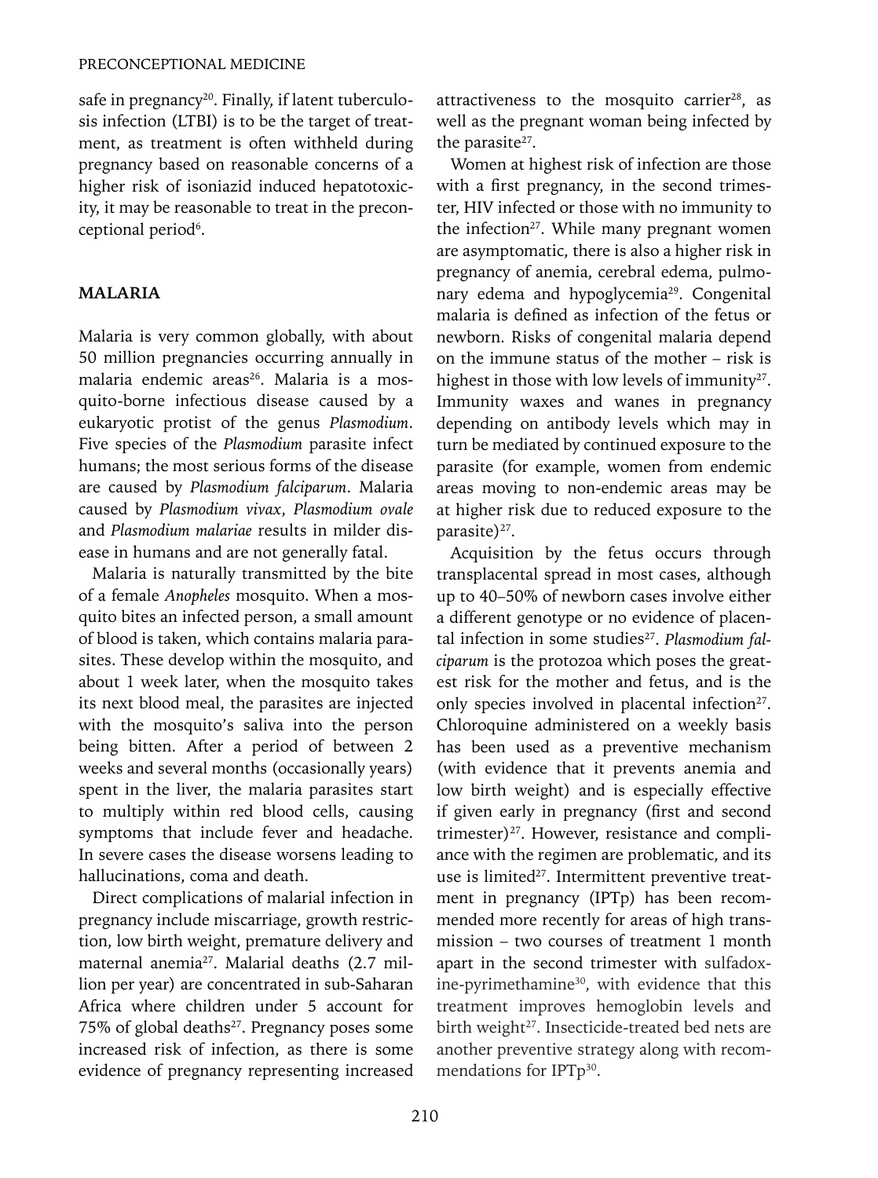safe in pregnancy[20]. Finally, if latent tuberculosis infection (LTBI) is to be the target of treatment, as treatment is often withheld during pregnancy based on reasonable concerns of a higher risk of isoniazid induced hepatotoxicity, it may be reasonable to treat in the preconceptional period[6].

## MALARIA

Malaria is very common globally, with about 50 million pregnancies occurring annually in malaria endemic areas[26]. Malaria is a mosquito-borne infectious disease caused by a eukaryotic protist of the genus *Plasmodium*. Five species of the *Plasmodium* parasite infect humans; the most serious forms of the disease are caused by *Plasmodium falciparum*. Malaria caused by *Plasmodium vivax*, *Plasmodium ovale* and *Plasmodium malariae* results in milder disease in humans and are not generally fatal.

Malaria is naturally transmitted by the bite of a female *Anopheles* mosquito. When a mosquito bites an infected person, a small amount of blood is taken, which contains malaria parasites. These develop within the mosquito, and about 1 week later, when the mosquito takes its next blood meal, the parasites are injected with the mosquito's saliva into the person being bitten. After a period of between 2 weeks and several months (occasionally years) spent in the liver, the malaria parasites start to multiply within red blood cells, causing symptoms that include fever and headache. In severe cases the disease worsens leading to hallucinations, coma and death.

Direct complications of malarial infection in pregnancy include miscarriage, growth restriction, low birth weight, premature delivery and maternal anemia[27]. Malarial deaths (2.7 million per year) are concentrated in sub-Saharan Africa where children under 5 account for 75% of global deaths[27]. Pregnancy poses some increased risk of infection, as there is some evidence of pregnancy representing increased attractiveness to the mosquito carrier[28], as well as the pregnant woman being infected by the parasite[27].

Women at highest risk of infection are those with a first pregnancy, in the second trimester, HIV infected or those with no immunity to the infection[27]. While many pregnant women are asymptomatic, there is also a higher risk in pregnancy of anemia, cerebral edema, pulmonary edema and hypoglycemia[29]. Congenital malaria is defined as infection of the fetus or newborn. Risks of congenital malaria depend on the immune status of the mother – risk is highest in those with low levels of immunity[27]. Immunity waxes and wanes in pregnancy depending on antibody levels which may in turn be mediated by continued exposure to the parasite (for example, women from endemic areas moving to non-endemic areas may be at higher risk due to reduced exposure to the parasite)[27].

Acquisition by the fetus occurs through transplacental spread in most cases, although up to 40–50% of newborn cases involve either a different genotype or no evidence of placental infection in some studies[27]. *Plasmodium falciparum* is the protozoa which poses the greatest risk for the mother and fetus, and is the only species involved in placental infection[27]. Chloroquine administered on a weekly basis has been used as a preventive mechanism (with evidence that it prevents anemia and low birth weight) and is especially effective if given early in pregnancy (first and second trimester)[27]. However, resistance and compliance with the regimen are problematic, and its use is limited[27]. Intermittent preventive treatment in pregnancy (IPTp) has been recommended more recently for areas of high transmission – two courses of treatment 1 month apart in the second trimester with sulfadoxine-pyrimethamine[30], with evidence that this treatment improves hemoglobin levels and birth weight[27]. Insecticide-treated bed nets are another preventive strategy along with recommendations for IPTp[30].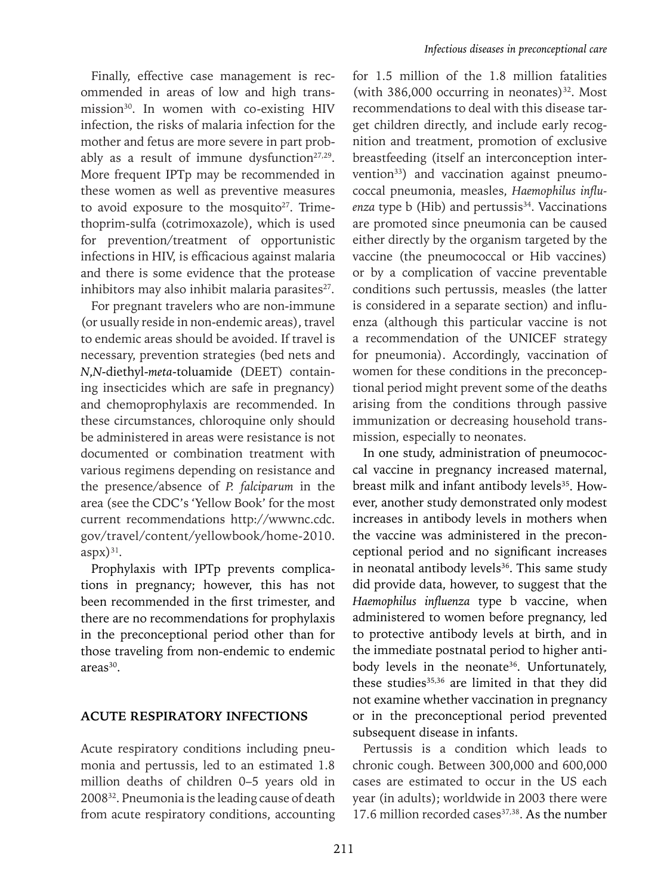Finally, effective case management is recommended in areas of low and high transmission[30]. In women with co-existing HIV infection, the risks of malaria infection for the mother and fetus are more severe in part probably as a result of immune dysfunction[27,29]. More frequent IPTp may be recommended in these women as well as preventive measures to avoid exposure to the mosquito[27]. Trimethoprim-sulfa (cotrimoxazole), which is used for prevention/treatment of opportunistic infections in HIV, is efficacious against malaria and there is some evidence that the protease inhibitors may also inhibit malaria parasites[27].

For pregnant travelers who are non-immune (or usually reside in non-endemic areas), travel to endemic areas should be avoided. If travel is necessary, prevention strategies (bed nets and *N,N*-diethyl-*meta*-toluamide (DEET) containing insecticides which are safe in pregnancy) and chemoprophylaxis are recommended. In these circumstances, chloroquine only should be administered in areas were resistance is not documented or combination treatment with various regimens depending on resistance and the presence/absence of *P. falciparum* in the area (see the CDC's 'Yellow Book' for the most current recommendations http://wwwnc.cdc.gov/travel/content/yellowbook/home-2010.aspx)[31].

Prophylaxis with IPTp prevents complications in pregnancy; however, this has not been recommended in the first trimester, and there are no recommendations for prophylaxis in the preconceptional period other than for those traveling from non-endemic to endemic areas[30].

## ACUTE RESPIRATORY INFECTIONS

Acute respiratory conditions including pneumonia and pertussis, led to an estimated 1.8 million deaths of children 0–5 years old in 2008[32]. Pneumonia is the leading cause of death from acute respiratory conditions, accounting for 1.5 million of the 1.8 million fatalities (with 386,000 occurring in neonates)[32]. Most recommendations to deal with this disease target children directly, and include early recognition and treatment, promotion of exclusive breastfeeding (itself an interconception intervention[33]) and vaccination against pneumococcal pneumonia, measles, *Haemophilus influenza* type b (Hib) and pertussis[34]. Vaccinations are promoted since pneumonia can be caused either directly by the organism targeted by the vaccine (the pneumococcal or Hib vaccines) or by a complication of vaccine preventable conditions such pertussis, measles (the latter is considered in a separate section) and influenza (although this particular vaccine is not a recommendation of the UNICEF strategy for pneumonia). Accordingly, vaccination of women for these conditions in the preconceptional period might prevent some of the deaths arising from the conditions through passive immunization or decreasing household transmission, especially to neonates.

In one study, administration of pneumococcal vaccine in pregnancy increased maternal, breast milk and infant antibody levels[35]. However, another study demonstrated only modest increases in antibody levels in mothers when the vaccine was administered in the preconceptional period and no significant increases in neonatal antibody levels[36]. This same study did provide data, however, to suggest that the *Haemophilus influenza* type b vaccine, when administered to women before pregnancy, led to protective antibody levels at birth, and in the immediate postnatal period to higher antibody levels in the neonate[36]. Unfortunately, these studies[35,36] are limited in that they did not examine whether vaccination in pregnancy or in the preconceptional period prevented subsequent disease in infants.

Pertussis is a condition which leads to chronic cough. Between 300,000 and 600,000 cases are estimated to occur in the US each year (in adults); worldwide in 2003 there were 17.6 million recorded cases[37,38]. As the number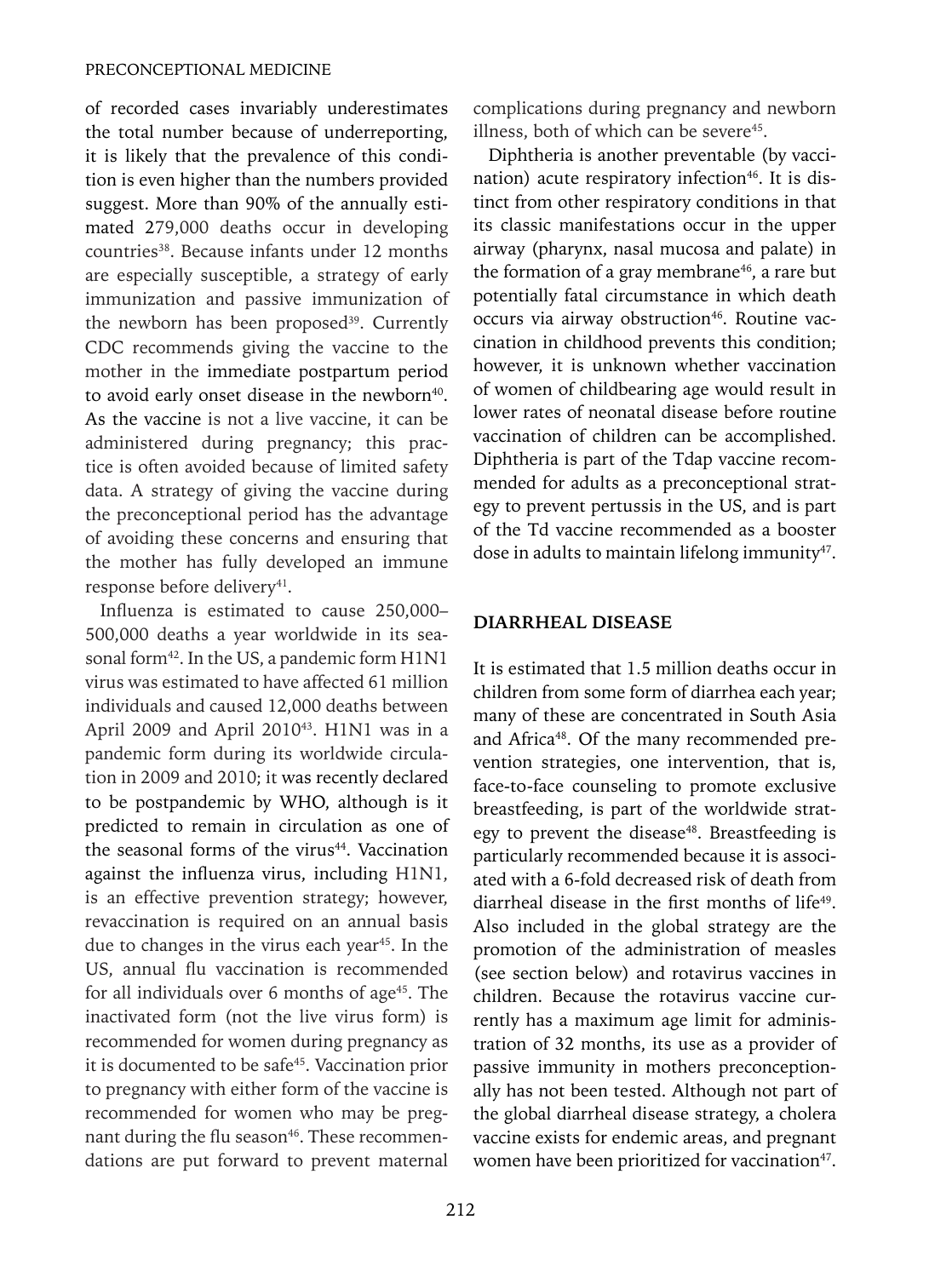of recorded cases invariably underestimates the total number because of underreporting, it is likely that the prevalence of this condition is even higher than the numbers provided suggest. More than 90% of the annually estimated 279,000 deaths occur in developing countries[38]. Because infants under 12 months are especially susceptible, a strategy of early immunization and passive immunization of the newborn has been proposed[39]. Currently CDC recommends giving the vaccine to the mother in the immediate postpartum period to avoid early onset disease in the newborn[40]. As the vaccine is not a live vaccine, it can be administered during pregnancy; this practice is often avoided because of limited safety data. A strategy of giving the vaccine during the preconceptional period has the advantage of avoiding these concerns and ensuring that the mother has fully developed an immune response before delivery[41].

Influenza is estimated to cause 250,000–500,000 deaths a year worldwide in its seasonal form[42]. In the US, a pandemic form H1N1 virus was estimated to have affected 61 million individuals and caused 12,000 deaths between April 2009 and April 2010[43]. H1N1 was in a pandemic form during its worldwide circulation in 2009 and 2010; it was recently declared to be postpandemic by WHO, although is it predicted to remain in circulation as one of the seasonal forms of the virus[44]. Vaccination against the influenza virus, including H1N1, is an effective prevention strategy; however, revaccination is required on an annual basis due to changes in the virus each year[45]. In the US, annual flu vaccination is recommended for all individuals over 6 months of age[45]. The inactivated form (not the live virus form) is recommended for women during pregnancy as it is documented to be safe[45]. Vaccination prior to pregnancy with either form of the vaccine is recommended for women who may be pregnant during the flu season[46]. These recommendations are put forward to prevent maternal complications during pregnancy and newborn illness, both of which can be severe[45].

Diphtheria is another preventable (by vaccination) acute respiratory infection[46]. It is distinct from other respiratory conditions in that its classic manifestations occur in the upper airway (pharynx, nasal mucosa and palate) in the formation of a gray membrane[46], a rare but potentially fatal circumstance in which death occurs via airway obstruction[46]. Routine vaccination in childhood prevents this condition; however, it is unknown whether vaccination of women of childbearing age would result in lower rates of neonatal disease before routine vaccination of children can be accomplished. Diphtheria is part of the Tdap vaccine recommended for adults as a preconceptional strategy to prevent pertussis in the US, and is part of the Td vaccine recommended as a booster dose in adults to maintain lifelong immunity[47].

## DIARRHEAL DISEASE

It is estimated that 1.5 million deaths occur in children from some form of diarrhea each year; many of these are concentrated in South Asia and Africa[48]. Of the many recommended prevention strategies, one intervention, that is, face-to-face counseling to promote exclusive breastfeeding, is part of the worldwide strategy to prevent the disease[48]. Breastfeeding is particularly recommended because it is associated with a 6-fold decreased risk of death from diarrheal disease in the first months of life[49]. Also included in the global strategy are the promotion of the administration of measles (see section below) and rotavirus vaccines in children. Because the rotavirus vaccine currently has a maximum age limit for administration of 32 months, its use as a provider of passive immunity in mothers preconceptionally has not been tested. Although not part of the global diarrheal disease strategy, a cholera vaccine exists for endemic areas, and pregnant women have been prioritized for vaccination[47].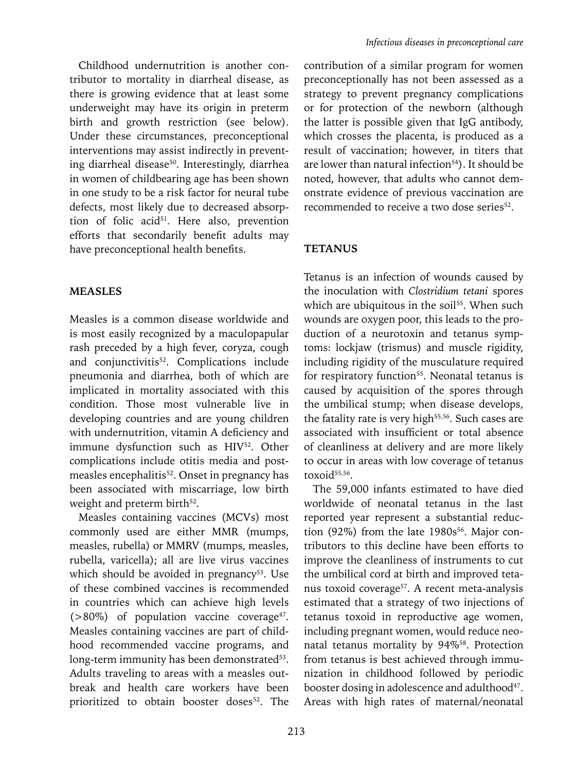Childhood undernutrition is another contributor to mortality in diarrheal disease, as there is growing evidence that at least some underweight may have its origin in preterm birth and growth restriction (see below). Under these circumstances, preconceptional interventions may assist indirectly in preventing diarrheal disease[50]. Interestingly, diarrhea in women of childbearing age has been shown in one study to be a risk factor for neural tube defects, most likely due to decreased absorption of folic acid[51]. Here also, prevention efforts that secondarily benefit adults may have preconceptional health benefits.

## MEASLES

Measles is a common disease worldwide and is most easily recognized by a maculopapular rash preceded by a high fever, coryza, cough and conjunctivitis[52]. Complications include pneumonia and diarrhea, both of which are implicated in mortality associated with this condition. Those most vulnerable live in developing countries and are young children with undernutrition, vitamin A deficiency and immune dysfunction such as HIV[52]. Other complications include otitis media and post-measles encephalitis[52]. Onset in pregnancy has been associated with miscarriage, low birth weight and preterm birth[52].

Measles containing vaccines (MCVs) most commonly used are either MMR (mumps, measles, rubella) or MMRV (mumps, measles, rubella, varicella); all are live virus vaccines which should be avoided in pregnancy[53]. Use of these combined vaccines is recommended in countries which can achieve high levels (>80%) of population vaccine coverage[47]. Measles containing vaccines are part of childhood recommended vaccine programs, and long-term immunity has been demonstrated[53]. Adults traveling to areas with a measles outbreak and health care workers have been prioritized to obtain booster doses[52]. The contribution of a similar program for women preconceptionally has not been assessed as a strategy to prevent pregnancy complications or for protection of the newborn (although the latter is possible given that IgG antibody, which crosses the placenta, is produced as a result of vaccination; however, in titers that are lower than natural infection[54]). It should be noted, however, that adults who cannot demonstrate evidence of previous vaccination are recommended to receive a two dose series[52].

## TETANUS

Tetanus is an infection of wounds caused by the inoculation with *Clostridium tetani* spores which are ubiquitous in the soil[55]. When such wounds are oxygen poor, this leads to the production of a neurotoxin and tetanus symptoms: lockjaw (trismus) and muscle rigidity, including rigidity of the musculature required for respiratory function[55]. Neonatal tetanus is caused by acquisition of the spores through the umbilical stump; when disease develops, the fatality rate is very high[55,56]. Such cases are associated with insufficient or total absence of cleanliness at delivery and are more likely to occur in areas with low coverage of tetanus toxoid[55,56].

The 59,000 infants estimated to have died worldwide of neonatal tetanus in the last reported year represent a substantial reduction (92%) from the late 1980s[56]. Major contributors to this decline have been efforts to improve the cleanliness of instruments to cut the umbilical cord at birth and improved tetanus toxoid coverage[57]. A recent meta-analysis estimated that a strategy of two injections of tetanus toxoid in reproductive age women, including pregnant women, would reduce neonatal tetanus mortality by 94%[58]. Protection from tetanus is best achieved through immunization in childhood followed by periodic booster dosing in adolescence and adulthood[47]. Areas with high rates of maternal/neonatal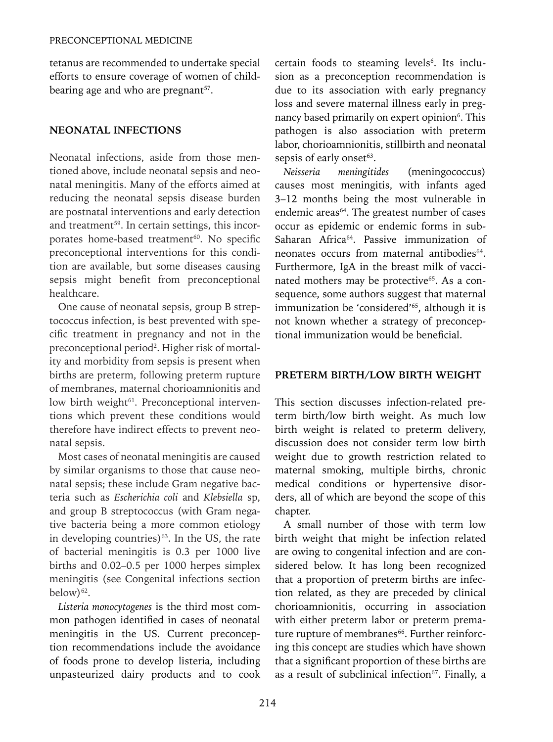tetanus are recommended to undertake special efforts to ensure coverage of women of childbearing age and who are pregnant[57].

## NEONATAL INFECTIONS

Neonatal infections, aside from those mentioned above, include neonatal sepsis and neonatal meningitis. Many of the efforts aimed at reducing the neonatal sepsis disease burden are postnatal interventions and early detection and treatment[59]. In certain settings, this incorporates home-based treatment[60]. No specific preconceptional interventions for this condition are available, but some diseases causing sepsis might benefit from preconceptional healthcare.

One cause of neonatal sepsis, group B streptococcus infection, is best prevented with specific treatment in pregnancy and not in the preconceptional period[2]. Higher risk of mortality and morbidity from sepsis is present when births are preterm, following preterm rupture of membranes, maternal chorioamnionitis and low birth weight[61]. Preconceptional interventions which prevent these conditions would therefore have indirect effects to prevent neonatal sepsis.

Most cases of neonatal meningitis are caused by similar organisms to those that cause neonatal sepsis; these include Gram negative bacteria such as *Escherichia coli* and *Klebsiella* sp, and group B streptococcus (with Gram negative bacteria being a more common etiology in developing countries)[63]. In the US, the rate of bacterial meningitis is 0.3 per 1000 live births and 0.02–0.5 per 1000 herpes simplex meningitis (see Congenital infections section below)[62].

*Listeria monocytogenes* is the third most common pathogen identified in cases of neonatal meningitis in the US. Current preconception recommendations include the avoidance of foods prone to develop listeria, including unpasteurized dairy products and to cook certain foods to steaming levels[6]. Its inclusion as a preconception recommendation is due to its association with early pregnancy loss and severe maternal illness early in pregnancy based primarily on expert opinion[6]. This pathogen is also association with preterm labor, chorioamnionitis, stillbirth and neonatal sepsis of early onset[63].

*Neisseria meningitides* (meningococcus) causes most meningitis, with infants aged 3–12 months being the most vulnerable in endemic areas[64]. The greatest number of cases occur as epidemic or endemic forms in sub-Saharan Africa[64]. Passive immunization of neonates occurs from maternal antibodies[64]. Furthermore, IgA in the breast milk of vaccinated mothers may be protective[65]. As a consequence, some authors suggest that maternal immunization be 'considered'[65], although it is not known whether a strategy of preconceptional immunization would be beneficial.

## PRETERM BIRTH/LOW BIRTH WEIGHT

This section discusses infection-related preterm birth/low birth weight. As much low birth weight is related to preterm delivery, discussion does not consider term low birth weight due to growth restriction related to maternal smoking, multiple births, chronic medical conditions or hypertensive disorders, all of which are beyond the scope of this chapter.

A small number of those with term low birth weight that might be infection related are owing to congenital infection and are considered below. It has long been recognized that a proportion of preterm births are infection related, as they are preceded by clinical chorioamnionitis, occurring in association with either preterm labor or preterm premature rupture of membranes[66]. Further reinforcing this concept are studies which have shown that a significant proportion of these births are as a result of subclinical infection[67]. Finally, a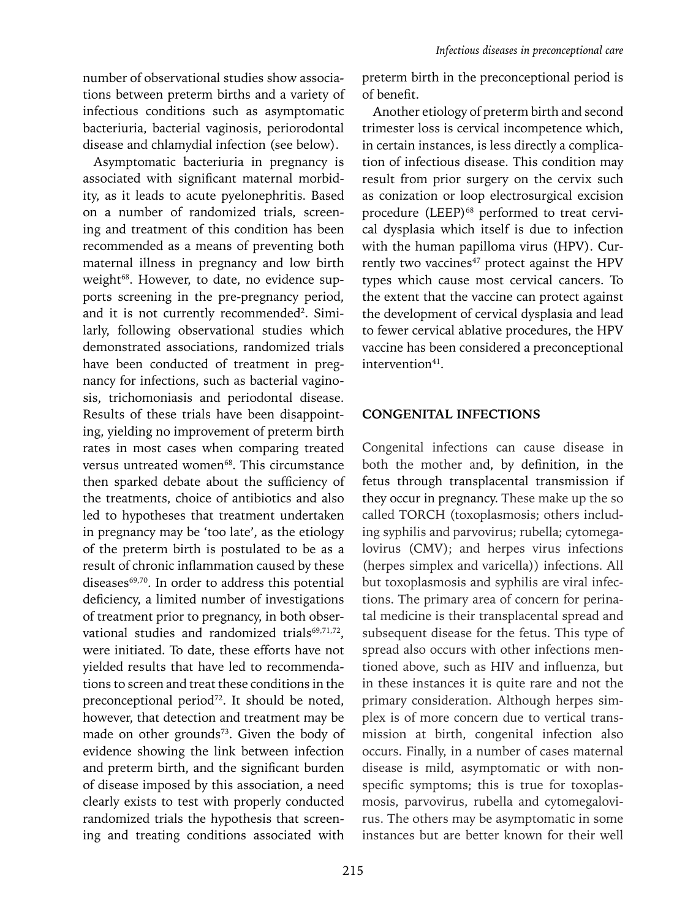number of observational studies show associations between preterm births and a variety of infectious conditions such as asymptomatic bacteriuria, bacterial vaginosis, periorodontal disease and chlamydial infection (see below).

Asymptomatic bacteriuria in pregnancy is associated with significant maternal morbidity, as it leads to acute pyelonephritis. Based on a number of randomized trials, screening and treatment of this condition has been recommended as a means of preventing both maternal illness in pregnancy and low birth weight[68]. However, to date, no evidence supports screening in the pre-pregnancy period, and it is not currently recommended[2]. Similarly, following observational studies which demonstrated associations, randomized trials have been conducted of treatment in pregnancy for infections, such as bacterial vaginosis, trichomoniasis and periodontal disease. Results of these trials have been disappointing, yielding no improvement of preterm birth rates in most cases when comparing treated versus untreated women[68]. This circumstance then sparked debate about the sufficiency of the treatments, choice of antibiotics and also led to hypotheses that treatment undertaken in pregnancy may be 'too late', as the etiology of the preterm birth is postulated to be as a result of chronic inflammation caused by these diseases[69,70]. In order to address this potential deficiency, a limited number of investigations of treatment prior to pregnancy, in both observational studies and randomized trials[69,71,72], were initiated. To date, these efforts have not yielded results that have led to recommendations to screen and treat these conditions in the preconceptional period[72]. It should be noted, however, that detection and treatment may be made on other grounds[73]. Given the body of evidence showing the link between infection and preterm birth, and the significant burden of disease imposed by this association, a need clearly exists to test with properly conducted randomized trials the hypothesis that screening and treating conditions associated with preterm birth in the preconceptional period is of benefit.

Another etiology of preterm birth and second trimester loss is cervical incompetence which, in certain instances, is less directly a complication of infectious disease. This condition may result from prior surgery on the cervix such as conization or loop electrosurgical excision procedure (LEEP)[68] performed to treat cervical dysplasia which itself is due to infection with the human papilloma virus (HPV). Currently two vaccines[47] protect against the HPV types which cause most cervical cancers. To the extent that the vaccine can protect against the development of cervical dysplasia and lead to fewer cervical ablative procedures, the HPV vaccine has been considered a preconceptional intervention[41].

## CONGENITAL INFECTIONS

Congenital infections can cause disease in both the mother and, by definition, in the fetus through transplacental transmission if they occur in pregnancy. These make up the so called TORCH (toxoplasmosis; others including syphilis and parvovirus; rubella; cytomegalovirus (CMV); and herpes virus infections (herpes simplex and varicella)) infections. All but toxoplasmosis and syphilis are viral infections. The primary area of concern for perinatal medicine is their transplacental spread and subsequent disease for the fetus. This type of spread also occurs with other infections mentioned above, such as HIV and influenza, but in these instances it is quite rare and not the primary consideration. Although herpes simplex is of more concern due to vertical transmission at birth, congenital infection also occurs. Finally, in a number of cases maternal disease is mild, asymptomatic or with nonspecific symptoms; this is true for toxoplasmosis, parvovirus, rubella and cytomegalovirus. The others may be asymptomatic in some instances but are better known for their well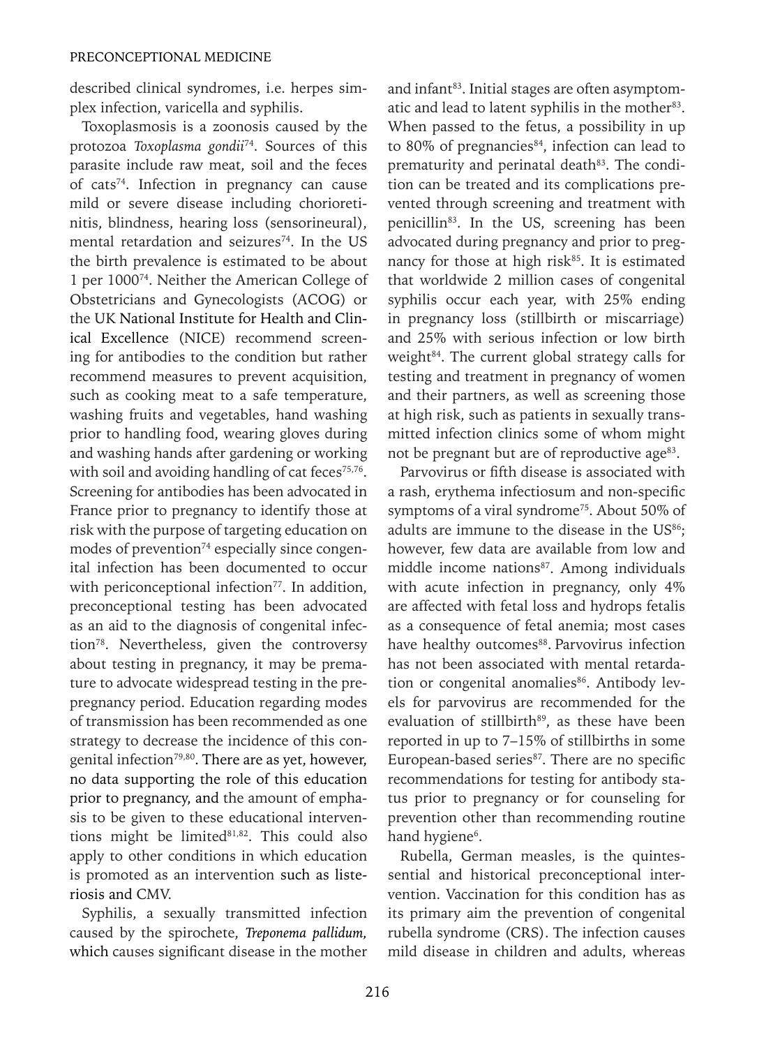described clinical syndromes, i.e. herpes simplex infection, varicella and syphilis.

Toxoplasmosis is a zoonosis caused by the protozoa *Toxoplasma gondii*[74]. Sources of this parasite include raw meat, soil and the feces of cats[74]. Infection in pregnancy can cause mild or severe disease including chorioretinitis, blindness, hearing loss (sensorineural), mental retardation and seizures[74]. In the US the birth prevalence is estimated to be about 1 per 1000[74]. Neither the American College of Obstetricians and Gynecologists (ACOG) or the UK National Institute for Health and Clinical Excellence (NICE) recommend screening for antibodies to the condition but rather recommend measures to prevent acquisition, such as cooking meat to a safe temperature, washing fruits and vegetables, hand washing prior to handling food, wearing gloves during and washing hands after gardening or working with soil and avoiding handling of cat feces[75,76]. Screening for antibodies has been advocated in France prior to pregnancy to identify those at risk with the purpose of targeting education on modes of prevention[74] especially since congenital infection has been documented to occur with periconceptional infection[77]. In addition, preconceptional testing has been advocated as an aid to the diagnosis of congenital infection[78]. Nevertheless, given the controversy about testing in pregnancy, it may be premature to advocate widespread testing in the prepregnancy period. Education regarding modes of transmission has been recommended as one strategy to decrease the incidence of this congenital infection[79,80]. There are as yet, however, no data supporting the role of this education prior to pregnancy, and the amount of emphasis to be given to these educational interventions might be limited[81,82]. This could also apply to other conditions in which education is promoted as an intervention such as listeriosis and CMV.

Syphilis, a sexually transmitted infection caused by the spirochete, *Treponema pallidum,* which causes significant disease in the mother and infant[83]. Initial stages are often asymptomatic and lead to latent syphilis in the mother[83]. When passed to the fetus, a possibility in up to 80% of pregnancies[84], infection can lead to prematurity and perinatal death[83]. The condition can be treated and its complications prevented through screening and treatment with penicillin[83]. In the US, screening has been advocated during pregnancy and prior to pregnancy for those at high risk[85]. It is estimated that worldwide 2 million cases of congenital syphilis occur each year, with 25% ending in pregnancy loss (stillbirth or miscarriage) and 25% with serious infection or low birth weight[84]. The current global strategy calls for testing and treatment in pregnancy of women and their partners, as well as screening those at high risk, such as patients in sexually transmitted infection clinics some of whom might not be pregnant but are of reproductive age[83].

Parvovirus or fifth disease is associated with a rash, erythema infectiosum and non-specific symptoms of a viral syndrome[75]. About 50% of adults are immune to the disease in the US[86]; however, few data are available from low and middle income nations[87]. Among individuals with acute infection in pregnancy, only 4% are affected with fetal loss and hydrops fetalis as a consequence of fetal anemia; most cases have healthy outcomes[88]. Parvovirus infection has not been associated with mental retardation or congenital anomalies[86]. Antibody levels for parvovirus are recommended for the evaluation of stillbirth[89], as these have been reported in up to 7–15% of stillbirths in some European-based series[87]. There are no specific recommendations for testing for antibody status prior to pregnancy or for counseling for prevention other than recommending routine hand hygiene[6].

Rubella, German measles, is the quintessential and historical preconceptional intervention. Vaccination for this condition has as its primary aim the prevention of congenital rubella syndrome (CRS). The infection causes mild disease in children and adults, whereas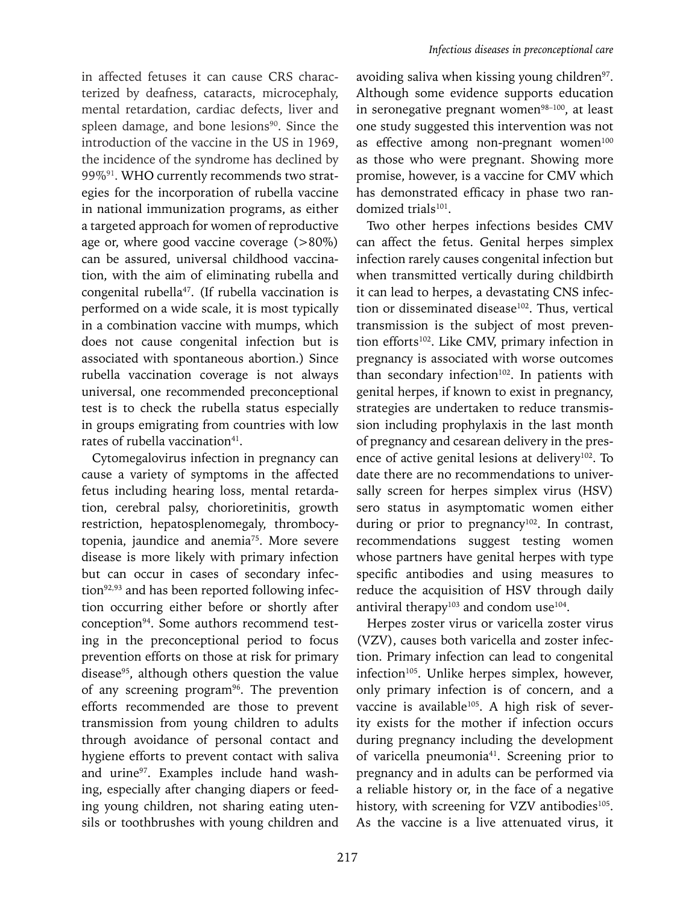in affected fetuses it can cause CRS characterized by deafness, cataracts, microcephaly, mental retardation, cardiac defects, liver and spleen damage, and bone lesions[90]. Since the introduction of the vaccine in the US in 1969, the incidence of the syndrome has declined by 99%[91]. WHO currently recommends two strategies for the incorporation of rubella vaccine in national immunization programs, as either a targeted approach for women of reproductive age or, where good vaccine coverage (>80%) can be assured, universal childhood vaccination, with the aim of eliminating rubella and congenital rubella[47]. (If rubella vaccination is performed on a wide scale, it is most typically in a combination vaccine with mumps, which does not cause congenital infection but is associated with spontaneous abortion.) Since rubella vaccination coverage is not always universal, one recommended preconceptional test is to check the rubella status especially in groups emigrating from countries with low rates of rubella vaccination[41].

Cytomegalovirus infection in pregnancy can cause a variety of symptoms in the affected fetus including hearing loss, mental retardation, cerebral palsy, chorioretinitis, growth restriction, hepatosplenomegaly, thrombocytopenia, jaundice and anemia[75]. More severe disease is more likely with primary infection but can occur in cases of secondary infection[92,93] and has been reported following infection occurring either before or shortly after conception[94]. Some authors recommend testing in the preconceptional period to focus prevention efforts on those at risk for primary disease[95], although others question the value of any screening program[96]. The prevention efforts recommended are those to prevent transmission from young children to adults through avoidance of personal contact and hygiene efforts to prevent contact with saliva and urine[97]. Examples include hand washing, especially after changing diapers or feeding young children, not sharing eating utensils or toothbrushes with young children and avoiding saliva when kissing young children[97]. Although some evidence supports education in seronegative pregnant women[98–100], at least one study suggested this intervention was not as effective among non-pregnant women[100] as those who were pregnant. Showing more promise, however, is a vaccine for CMV which has demonstrated efficacy in phase two randomized trials[101].

Two other herpes infections besides CMV can affect the fetus. Genital herpes simplex infection rarely causes congenital infection but when transmitted vertically during childbirth it can lead to herpes, a devastating CNS infection or disseminated disease[102]. Thus, vertical transmission is the subject of most prevention efforts[102]. Like CMV, primary infection in pregnancy is associated with worse outcomes than secondary infection[102]. In patients with genital herpes, if known to exist in pregnancy, strategies are undertaken to reduce transmission including prophylaxis in the last month of pregnancy and cesarean delivery in the presence of active genital lesions at delivery[102]. To date there are no recommendations to universally screen for herpes simplex virus (HSV) sero status in asymptomatic women either during or prior to pregnancy[102]. In contrast, recommendations suggest testing women whose partners have genital herpes with type specific antibodies and using measures to reduce the acquisition of HSV through daily antiviral therapy[103] and condom use[104].

Herpes zoster virus or varicella zoster virus (VZV), causes both varicella and zoster infection. Primary infection can lead to congenital infection[105]. Unlike herpes simplex, however, only primary infection is of concern, and a vaccine is available[105]. A high risk of severity exists for the mother if infection occurs during pregnancy including the development of varicella pneumonia[41]. Screening prior to pregnancy and in adults can be performed via a reliable history or, in the face of a negative history, with screening for VZV antibodies[105]. As the vaccine is a live attenuated virus, it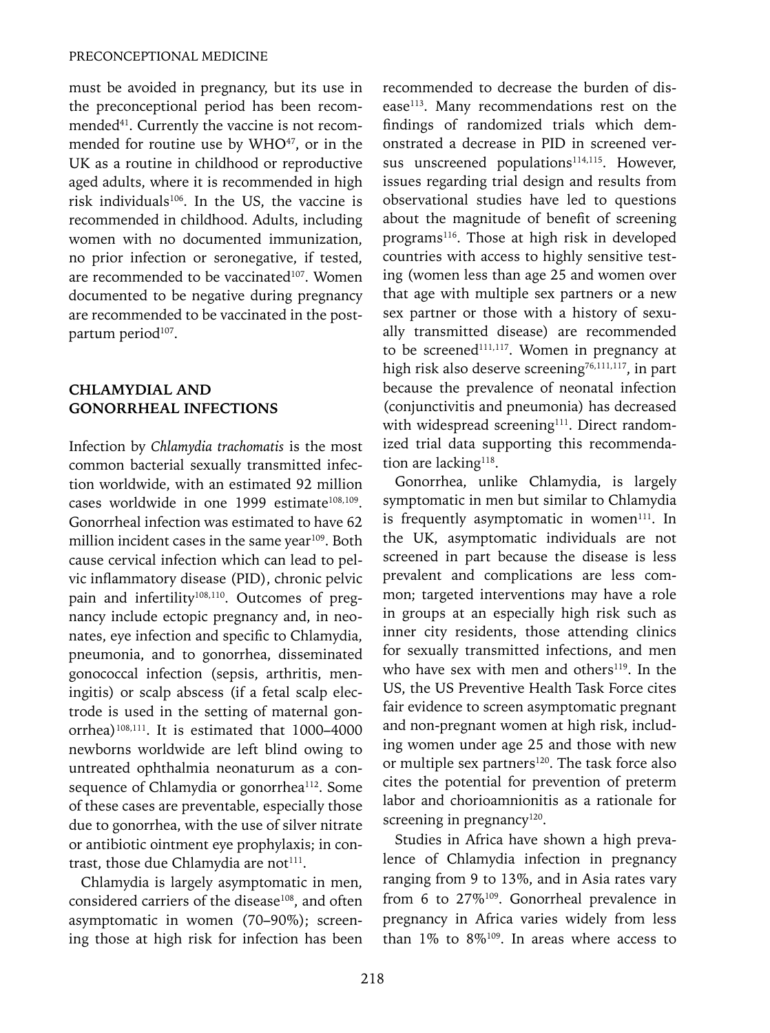must be avoided in pregnancy, but its use in the preconceptional period has been recommended[41]. Currently the vaccine is not recommended for routine use by WHO[47], or in the UK as a routine in childhood or reproductive aged adults, where it is recommended in high risk individuals[106]. In the US, the vaccine is recommended in childhood. Adults, including women with no documented immunization, no prior infection or seronegative, if tested, are recommended to be vaccinated[107]. Women documented to be negative during pregnancy are recommended to be vaccinated in the postpartum period[107].

## CHLAMYDIAL AND GONORRHEAL INFECTIONS

Infection by *Chlamydia trachomatis* is the most common bacterial sexually transmitted infection worldwide, with an estimated 92 million cases worldwide in one 1999 estimate[108,109]. Gonorrheal infection was estimated to have 62 million incident cases in the same year[109]. Both cause cervical infection which can lead to pelvic inflammatory disease (PID), chronic pelvic pain and infertility[108,110]. Outcomes of pregnancy include ectopic pregnancy and, in neonates, eye infection and specific to Chlamydia, pneumonia, and to gonorrhea, disseminated gonococcal infection (sepsis, arthritis, meningitis) or scalp abscess (if a fetal scalp electrode is used in the setting of maternal gonorrhea)[108,111]. It is estimated that 1000–4000 newborns worldwide are left blind owing to untreated ophthalmia neonaturum as a consequence of Chlamydia or gonorrhea[112]. Some of these cases are preventable, especially those due to gonorrhea, with the use of silver nitrate or antibiotic ointment eye prophylaxis; in contrast, those due Chlamydia are not[111].

Chlamydia is largely asymptomatic in men, considered carriers of the disease[108], and often asymptomatic in women (70–90%); screening those at high risk for infection has been recommended to decrease the burden of disease[113]. Many recommendations rest on the findings of randomized trials which demonstrated a decrease in PID in screened versus unscreened populations[114,115]. However, issues regarding trial design and results from observational studies have led to questions about the magnitude of benefit of screening programs[116]. Those at high risk in developed countries with access to highly sensitive testing (women less than age 25 and women over that age with multiple sex partners or a new sex partner or those with a history of sexually transmitted disease) are recommended to be screened[111,117]. Women in pregnancy at high risk also deserve screening[76,111,117], in part because the prevalence of neonatal infection (conjunctivitis and pneumonia) has decreased with widespread screening[111]. Direct randomized trial data supporting this recommendation are lacking[118].

Gonorrhea, unlike Chlamydia, is largely symptomatic in men but similar to Chlamydia is frequently asymptomatic in women[111]. In the UK, asymptomatic individuals are not screened in part because the disease is less prevalent and complications are less common; targeted interventions may have a role in groups at an especially high risk such as inner city residents, those attending clinics for sexually transmitted infections, and men who have sex with men and others[119]. In the US, the US Preventive Health Task Force cites fair evidence to screen asymptomatic pregnant and non-pregnant women at high risk, including women under age 25 and those with new or multiple sex partners[120]. The task force also cites the potential for prevention of preterm labor and chorioamnionitis as a rationale for screening in pregnancy[120].

Studies in Africa have shown a high prevalence of Chlamydia infection in pregnancy ranging from 9 to 13%, and in Asia rates vary from 6 to 27%[109]. Gonorrheal prevalence in pregnancy in Africa varies widely from less than 1% to 8%[109]. In areas where access to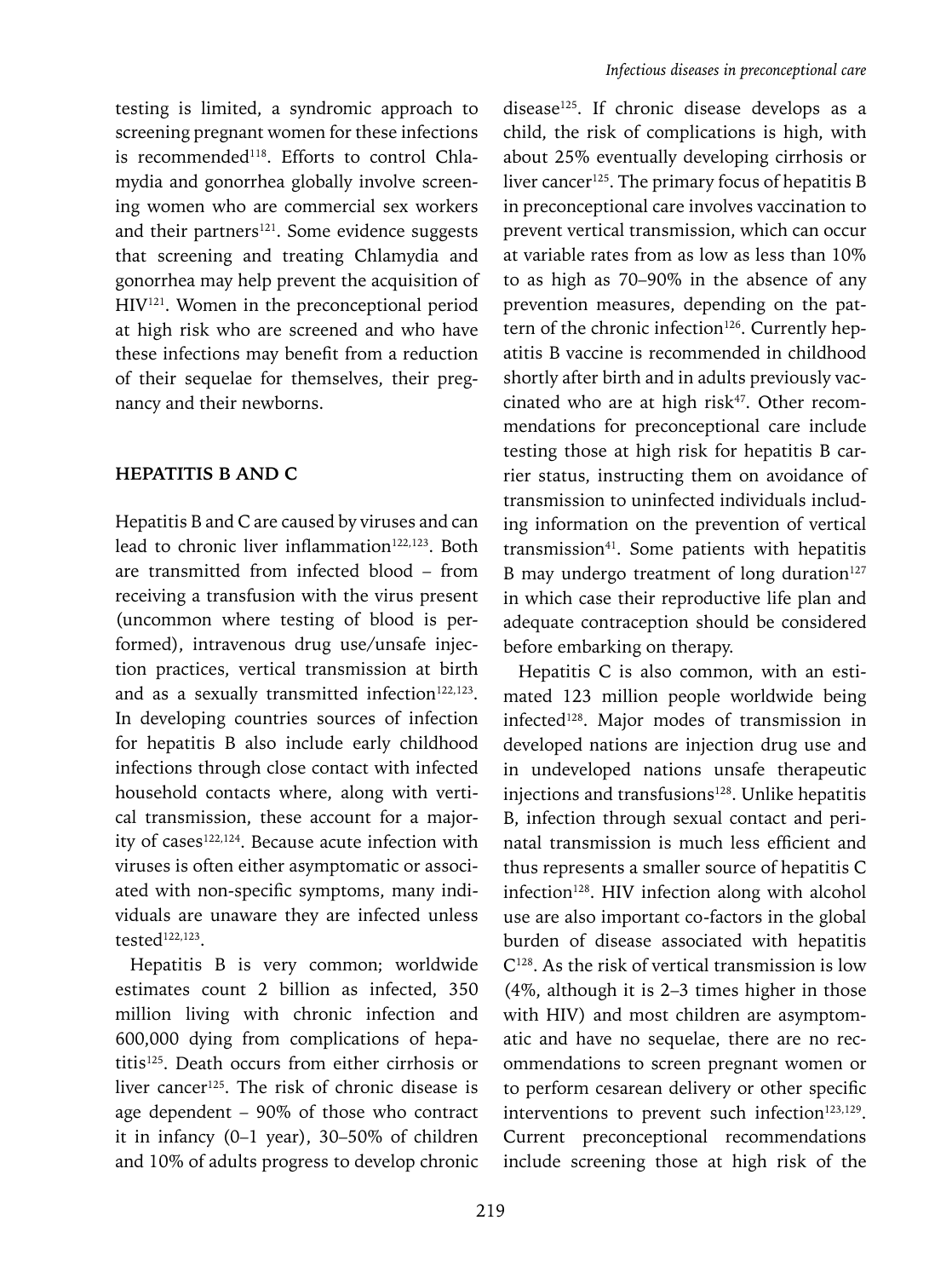testing is limited, a syndromic approach to screening pregnant women for these infections is recommended[118]. Efforts to control Chlamydia and gonorrhea globally involve screening women who are commercial sex workers and their partners[121]. Some evidence suggests that screening and treating Chlamydia and gonorrhea may help prevent the acquisition of HIV[121]. Women in the preconceptional period at high risk who are screened and who have these infections may benefit from a reduction of their sequelae for themselves, their pregnancy and their newborns.

## HEPATITIS B AND C

Hepatitis B and C are caused by viruses and can lead to chronic liver inflammation[122,123]. Both are transmitted from infected blood – from receiving a transfusion with the virus present (uncommon where testing of blood is performed), intravenous drug use/unsafe injection practices, vertical transmission at birth and as a sexually transmitted infection[122,123]. In developing countries sources of infection for hepatitis B also include early childhood infections through close contact with infected household contacts where, along with vertical transmission, these account for a majority of cases[122,124]. Because acute infection with viruses is often either asymptomatic or associated with non-specific symptoms, many individuals are unaware they are infected unless tested[122,123].

Hepatitis B is very common; worldwide estimates count 2 billion as infected, 350 million living with chronic infection and 600,000 dying from complications of hepatitis[125]. Death occurs from either cirrhosis or liver cancer[125]. The risk of chronic disease is age dependent – 90% of those who contract it in infancy (0–1 year), 30–50% of children and 10% of adults progress to develop chronic disease[125]. If chronic disease develops as a child, the risk of complications is high, with about 25% eventually developing cirrhosis or liver cancer[125]. The primary focus of hepatitis B in preconceptional care involves vaccination to prevent vertical transmission, which can occur at variable rates from as low as less than 10% to as high as 70–90% in the absence of any prevention measures, depending on the pattern of the chronic infection[126]. Currently hepatitis B vaccine is recommended in childhood shortly after birth and in adults previously vaccinated who are at high risk[47]. Other recommendations for preconceptional care include testing those at high risk for hepatitis B carrier status, instructing them on avoidance of transmission to uninfected individuals including information on the prevention of vertical transmission[41]. Some patients with hepatitis B may undergo treatment of long duration[127] in which case their reproductive life plan and adequate contraception should be considered before embarking on therapy.

Hepatitis C is also common, with an estimated 123 million people worldwide being infected[128]. Major modes of transmission in developed nations are injection drug use and in undeveloped nations unsafe therapeutic injections and transfusions[128]. Unlike hepatitis B, infection through sexual contact and perinatal transmission is much less efficient and thus represents a smaller source of hepatitis C infection[128]. HIV infection along with alcohol use are also important co-factors in the global burden of disease associated with hepatitis C[128]. As the risk of vertical transmission is low (4%, although it is 2–3 times higher in those with HIV) and most children are asymptomatic and have no sequelae, there are no recommendations to screen pregnant women or to perform cesarean delivery or other specific interventions to prevent such infection[123,129]. Current preconceptional recommendations include screening those at high risk of the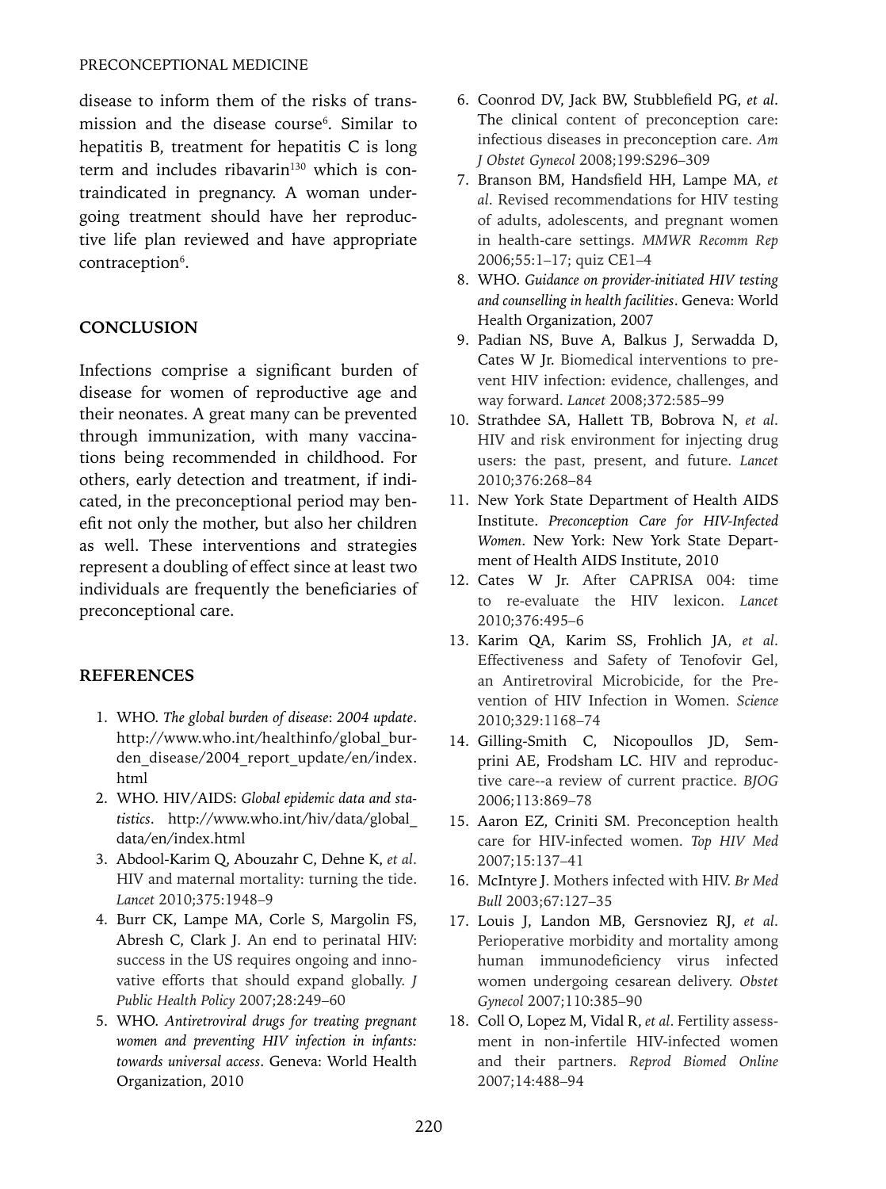disease to inform them of the risks of transmission and the disease course[6]. Similar to hepatitis B, treatment for hepatitis C is long term and includes ribavarin[130] which is contraindicated in pregnancy. A woman undergoing treatment should have her reproductive life plan reviewed and have appropriate contraception[6].

## CONCLUSION

Infections comprise a significant burden of disease for women of reproductive age and their neonates. A great many can be prevented through immunization, with many vaccinations being recommended in childhood. For others, early detection and treatment, if indicated, in the preconceptional period may benefit not only the mother, but also her children as well. These interventions and strategies represent a doubling of effect since at least two individuals are frequently the beneficiaries of preconceptional care.

## REFERENCES

1. WHO. *The global burden of disease: 2004 update*. http://www.who.int/healthinfo/global_burden_disease/2004_report_update/en/index.html
2. WHO. HIV/AIDS: *Global epidemic data and statistics*. http://www.who.int/hiv/data/global_data/en/index.html
3. Abdool-Karim Q, Abouzahr C, Dehne K, *et al*. HIV and maternal mortality: turning the tide. *Lancet* 2010;375:1948–9
4. Burr CK, Lampe MA, Corle S, Margolin FS, Abresh C, Clark J. An end to perinatal HIV: success in the US requires ongoing and innovative efforts that should expand globally. *J Public Health Policy* 2007;28:249–60
5. WHO. *Antiretroviral drugs for treating pregnant women and preventing HIV infection in infants: towards universal access*. Geneva: World Health Organization, 2010
6. Coonrod DV, Jack BW, Stubblefield PG, *et al*. The clinical content of preconception care: infectious diseases in preconception care. *Am J Obstet Gynecol* 2008;199:S296–309
7. Branson BM, Handsfield HH, Lampe MA, *et al*. Revised recommendations for HIV testing of adults, adolescents, and pregnant women in health-care settings. *MMWR Recomm Rep* 2006;55:1–17; quiz CE1–4
8. WHO. *Guidance on provider-initiated HIV testing and counselling in health facilities*. Geneva: World Health Organization, 2007
9. Padian NS, Buve A, Balkus J, Serwadda D, Cates W Jr. Biomedical interventions to prevent HIV infection: evidence, challenges, and way forward. *Lancet* 2008;372:585–99
10. Strathdee SA, Hallett TB, Bobrova N, *et al*. HIV and risk environment for injecting drug users: the past, present, and future. *Lancet* 2010;376:268–84
11. New York State Department of Health AIDS Institute. *Preconception Care for HIV-Infected Women*. New York: New York State Department of Health AIDS Institute, 2010
12. Cates W Jr. After CAPRISA 004: time to re-evaluate the HIV lexicon. *Lancet* 2010;376:495–6
13. Karim QA, Karim SS, Frohlich JA, *et al*. Effectiveness and Safety of Tenofovir Gel, an Antiretroviral Microbicide, for the Prevention of HIV Infection in Women. *Science* 2010;329:1168–74
14. Gilling-Smith C, Nicopoullos JD, Semprini AE, Frodsham LC. HIV and reproductive care--a review of current practice. *BJOG* 2006;113:869–78
15. Aaron EZ, Criniti SM. Preconception health care for HIV-infected women. *Top HIV Med* 2007;15:137–41
16. McIntyre J. Mothers infected with HIV. *Br Med Bull* 2003;67:127–35
17. Louis J, Landon MB, Gersnoviez RJ, *et al*. Perioperative morbidity and mortality among human immunodeficiency virus infected women undergoing cesarean delivery. *Obstet Gynecol* 2007;110:385–90
18. Coll O, Lopez M, Vidal R, *et al*. Fertility assessment in non-infertile HIV-infected women and their partners. *Reprod Biomed Online* 2007;14:488–94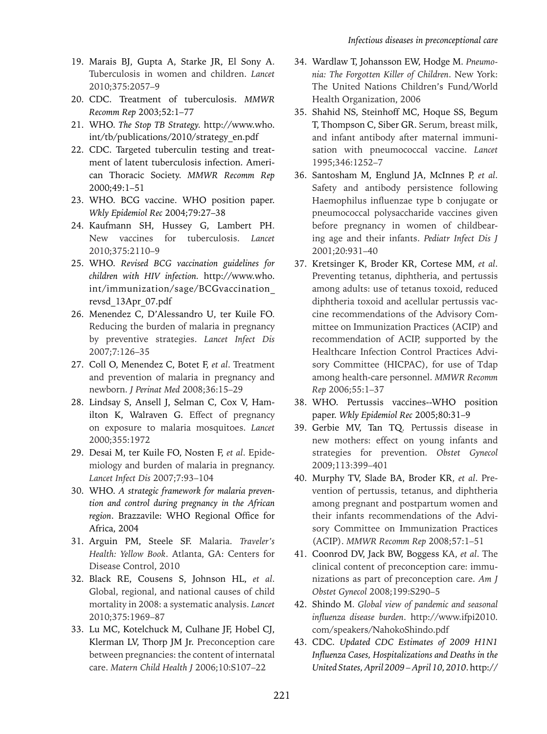19. Marais BJ, Gupta A, Starke JR, El Sony A. Tuberculosis in women and children. *Lancet* 2010;375:2057–9
20. CDC. Treatment of tuberculosis. *MMWR Recomm Rep* 2003;52:1–77
21. WHO. *The Stop TB Strategy*. http://www.who.int/tb/publications/2010/strategy_en.pdf
22. CDC. Targeted tuberculin testing and treatment of latent tuberculosis infection. American Thoracic Society. *MMWR Recomm Rep* 2000;49:1–51
23. WHO. BCG vaccine. WHO position paper. *Wkly Epidemiol Rec* 2004;79:27–38
24. Kaufmann SH, Hussey G, Lambert PH. New vaccines for tuberculosis. *Lancet* 2010;375:2110–9
25. WHO. *Revised BCG vaccination guidelines for children with HIV infection*. http://www.who.int/immunization/sage/BCGvaccination_revsd_13Apr_07.pdf
26. Menendez C, D'Alessandro U, ter Kuile FO. Reducing the burden of malaria in pregnancy by preventive strategies. *Lancet Infect Dis* 2007;7:126–35
27. Coll O, Menendez C, Botet F, *et al*. Treatment and prevention of malaria in pregnancy and newborn. *J Perinat Med* 2008;36:15–29
28. Lindsay S, Ansell J, Selman C, Cox V, Hamilton K, Walraven G. Effect of pregnancy on exposure to malaria mosquitoes. *Lancet* 2000;355:1972
29. Desai M, ter Kuile FO, Nosten F, *et al*. Epidemiology and burden of malaria in pregnancy. *Lancet Infect Dis* 2007;7:93–104
30. WHO. *A strategic framework for malaria prevention and control during pregnancy in the African region*. Brazzavile: WHO Regional Office for Africa, 2004
31. Arguin PM, Steele SF. Malaria. *Traveler's Health: Yellow Book*. Atlanta, GA: Centers for Disease Control, 2010
32. Black RE, Cousens S, Johnson HL, *et al*. Global, regional, and national causes of child mortality in 2008: a systematic analysis. *Lancet* 2010;375:1969–87
33. Lu MC, Kotelchuck M, Culhane JF, Hobel CJ, Klerman LV, Thorp JM Jr. Preconception care between pregnancies: the content of internatal care. *Matern Child Health J* 2006;10:S107–22
34. Wardlaw T, Johansson EW, Hodge M. *Pneumonia: The Forgotten Killer of Children*. New York: The United Nations Children's Fund/World Health Organization, 2006
35. Shahid NS, Steinhoff MC, Hoque SS, Begum T, Thompson C, Siber GR. Serum, breast milk, and infant antibody after maternal immunisation with pneumococcal vaccine. *Lancet* 1995;346:1252–7
36. Santosham M, Englund JA, McInnes P, *et al*. Safety and antibody persistence following Haemophilus influenzae type b conjugate or pneumococcal polysaccharide vaccines given before pregnancy in women of childbearing age and their infants. *Pediatr Infect Dis J* 2001;20:931–40
37. Kretsinger K, Broder KR, Cortese MM, *et al*. Preventing tetanus, diphtheria, and pertussis among adults: use of tetanus toxoid, reduced diphtheria toxoid and acellular pertussis vaccine recommendations of the Advisory Committee on Immunization Practices (ACIP) and recommendation of ACIP, supported by the Healthcare Infection Control Practices Advisory Committee (HICPAC), for use of Tdap among health-care personnel. *MMWR Recomm Rep* 2006;55:1–37
38. WHO. Pertussis vaccines--WHO position paper. *Wkly Epidemiol Rec* 2005;80:31–9
39. Gerbie MV, Tan TQ. Pertussis disease in new mothers: effect on young infants and strategies for prevention. *Obstet Gynecol* 2009;113:399–401
40. Murphy TV, Slade BA, Broder KR, *et al*. Prevention of pertussis, tetanus, and diphtheria among pregnant and postpartum women and their infants recommendations of the Advisory Committee on Immunization Practices (ACIP). *MMWR Recomm Rep* 2008;57:1–51
41. Coonrod DV, Jack BW, Boggess KA, *et al*. The clinical content of preconception care: immunizations as part of preconception care. *Am J Obstet Gynecol* 2008;199:S290–5
42. Shindo M. *Global view of pandemic and seasonal influenza disease burden*. http://www.ifpi2010.com/speakers/NahokoShindo.pdf
43. CDC. *Updated CDC Estimates of 2009 H1N1 Influenza Cases, Hospitalizations and Deaths in the United States, April 2009 – April 10, 2010*. http://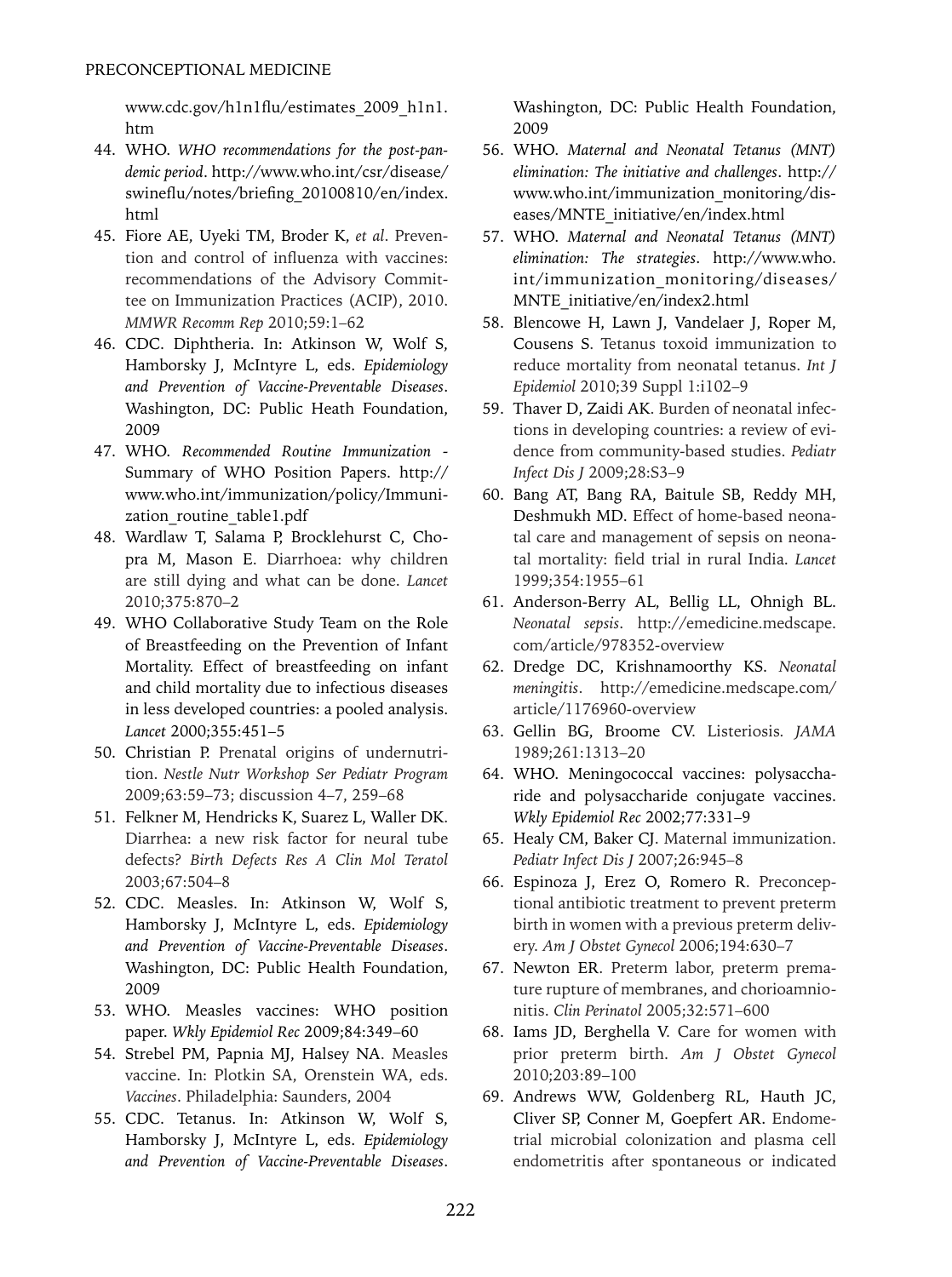www.cdc.gov/h1n1flu/estimates_2009_h1n1.htm

44. WHO. *WHO recommendations for the post-pandemic period*. http://www.who.int/csr/disease/swineflu/notes/briefing_20100810/en/index.html
45. Fiore AE, Uyeki TM, Broder K, *et al*. Prevention and control of influenza with vaccines: recommendations of the Advisory Committee on Immunization Practices (ACIP), 2010. *MMWR Recomm Rep* 2010;59:1–62
46. CDC. Diphtheria. In: Atkinson W, Wolf S, Hamborsky J, McIntyre L, eds. *Epidemiology and Prevention of Vaccine-Preventable Diseases*. Washington, DC: Public Heath Foundation, 2009
47. WHO. *Recommended Routine Immunization* - Summary of WHO Position Papers. http://www.who.int/immunization/policy/Immunization_routine_table1.pdf
48. Wardlaw T, Salama P, Brocklehurst C, Chopra M, Mason E. Diarrhoea: why children are still dying and what can be done. *Lancet* 2010;375:870–2
49. WHO Collaborative Study Team on the Role of Breastfeeding on the Prevention of Infant Mortality. Effect of breastfeeding on infant and child mortality due to infectious diseases in less developed countries: a pooled analysis. *Lancet* 2000;355:451–5
50. Christian P. Prenatal origins of undernutrition. *Nestle Nutr Workshop Ser Pediatr Program* 2009;63:59–73; discussion 4–7, 259–68
51. Felkner M, Hendricks K, Suarez L, Waller DK. Diarrhea: a new risk factor for neural tube defects? *Birth Defects Res A Clin Mol Teratol* 2003;67:504–8
52. CDC. Measles. In: Atkinson W, Wolf S, Hamborsky J, McIntyre L, eds. *Epidemiology and Prevention of Vaccine-Preventable Diseases*. Washington, DC: Public Health Foundation, 2009
53. WHO. Measles vaccines: WHO position paper. *Wkly Epidemiol Rec* 2009;84:349–60
54. Strebel PM, Papnia MJ, Halsey NA. Measles vaccine. In: Plotkin SA, Orenstein WA, eds. *Vaccines*. Philadelphia: Saunders, 2004
55. CDC. Tetanus. In: Atkinson W, Wolf S, Hamborsky J, McIntyre L, eds. *Epidemiology and Prevention of Vaccine-Preventable Diseases*. Washington, DC: Public Health Foundation, 2009
56. WHO. *Maternal and Neonatal Tetanus (MNT) elimination: The initiative and challenges*. http://www.who.int/immunization_monitoring/diseases/MNTE_initiative/en/index.html
57. WHO. *Maternal and Neonatal Tetanus (MNT) elimination: The strategies*. http://www.who.int/immunization_monitoring/diseases/MNTE_initiative/en/index2.html
58. Blencowe H, Lawn J, Vandelaer J, Roper M, Cousens S. Tetanus toxoid immunization to reduce mortality from neonatal tetanus. *Int J Epidemiol* 2010;39 Suppl 1:i102–9
59. Thaver D, Zaidi AK. Burden of neonatal infections in developing countries: a review of evidence from community-based studies. *Pediatr Infect Dis J* 2009;28:S3–9
60. Bang AT, Bang RA, Baitule SB, Reddy MH, Deshmukh MD. Effect of home-based neonatal care and management of sepsis on neonatal mortality: field trial in rural India. *Lancet* 1999;354:1955–61
61. Anderson-Berry AL, Bellig LL, Ohnigh BL. *Neonatal sepsis*. http://emedicine.medscape.com/article/978352-overview
62. Dredge DC, Krishnamoorthy KS. *Neonatal meningitis*. http://emedicine.medscape.com/article/1176960-overview
63. Gellin BG, Broome CV. Listeriosis. *JAMA* 1989;261:1313–20
64. WHO. Meningococcal vaccines: polysaccharide and polysaccharide conjugate vaccines. *Wkly Epidemiol Rec* 2002;77:331–9
65. Healy CM, Baker CJ. Maternal immunization. *Pediatr Infect Dis J* 2007;26:945–8
66. Espinoza J, Erez O, Romero R. Preconceptional antibiotic treatment to prevent preterm birth in women with a previous preterm delivery. *Am J Obstet Gynecol* 2006;194:630–7
67. Newton ER. Preterm labor, preterm premature rupture of membranes, and chorioamnionitis. *Clin Perinatol* 2005;32:571–600
68. Iams JD, Berghella V. Care for women with prior preterm birth. *Am J Obstet Gynecol* 2010;203:89–100
69. Andrews WW, Goldenberg RL, Hauth JC, Cliver SP, Conner M, Goepfert AR. Endometrial microbial colonization and plasma cell endometritis after spontaneous or indicated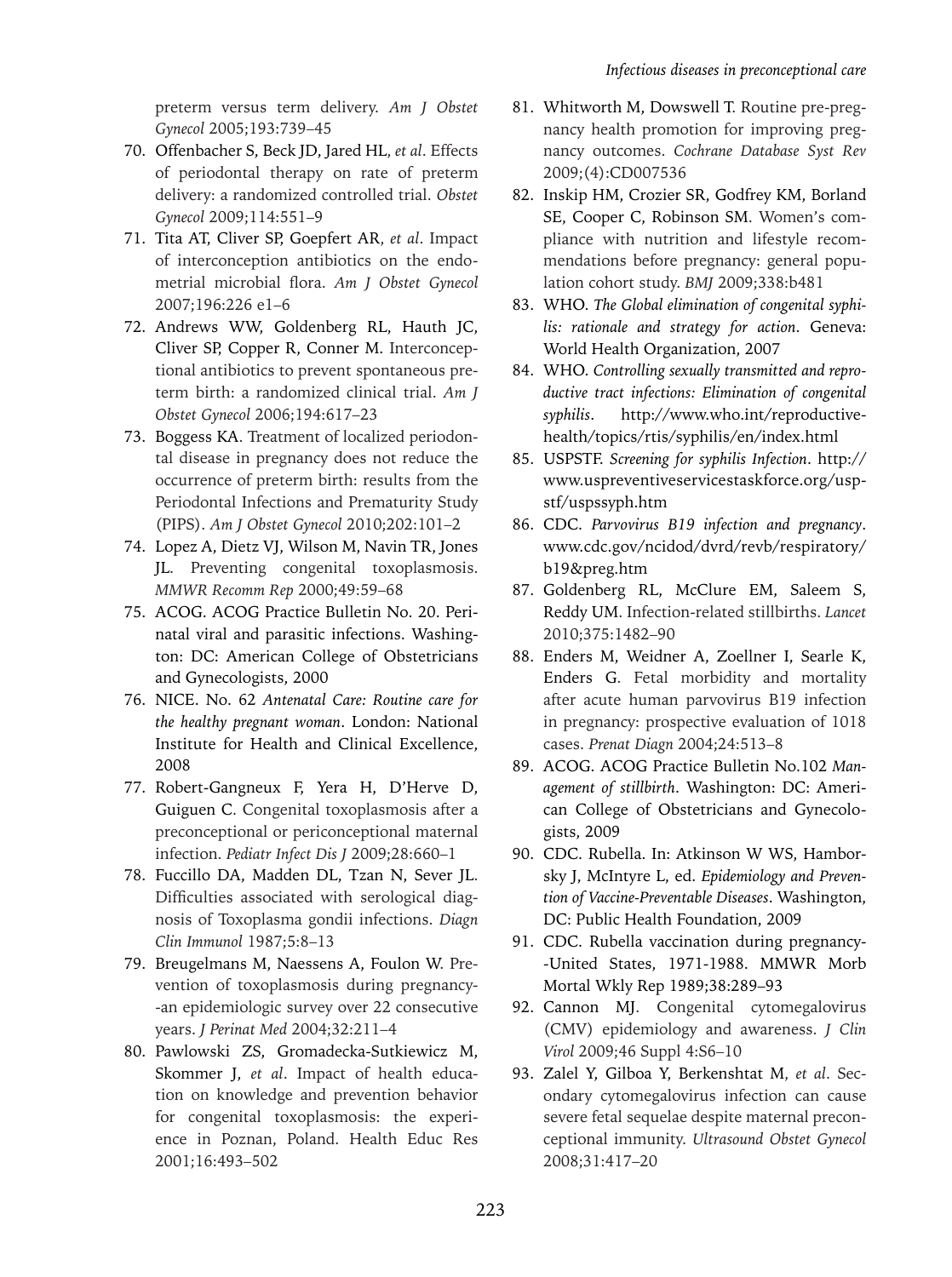preterm versus term delivery. *Am J Obstet Gynecol* 2005;193:739–45

70. Offenbacher S, Beck JD, Jared HL, *et al*. Effects of periodontal therapy on rate of preterm delivery: a randomized controlled trial. *Obstet Gynecol* 2009;114:551–9
71. Tita AT, Cliver SP, Goepfert AR, *et al*. Impact of interconception antibiotics on the endometrial microbial flora. *Am J Obstet Gynecol* 2007;196:226 e1–6
72. Andrews WW, Goldenberg RL, Hauth JC, Cliver SP, Copper R, Conner M. Interconceptional antibiotics to prevent spontaneous preterm birth: a randomized clinical trial. *Am J Obstet Gynecol* 2006;194:617–23
73. Boggess KA. Treatment of localized periodontal disease in pregnancy does not reduce the occurrence of preterm birth: results from the Periodontal Infections and Prematurity Study (PIPS). *Am J Obstet Gynecol* 2010;202:101–2
74. Lopez A, Dietz VJ, Wilson M, Navin TR, Jones JL. Preventing congenital toxoplasmosis. *MMWR Recomm Rep* 2000;49:59–68
75. ACOG. ACOG Practice Bulletin No. 20. Perinatal viral and parasitic infections. Washington: DC: American College of Obstetricians and Gynecologists, 2000
76. NICE. No. 62 *Antenatal Care: Routine care for the healthy pregnant woman*. London: National Institute for Health and Clinical Excellence, 2008
77. Robert-Gangneux F, Yera H, D'Herve D, Guiguen C. Congenital toxoplasmosis after a preconceptional or periconceptional maternal infection. *Pediatr Infect Dis J* 2009;28:660–1
78. Fuccillo DA, Madden DL, Tzan N, Sever JL. Difficulties associated with serological diagnosis of Toxoplasma gondii infections. *Diagn Clin Immunol* 1987;5:8–13
79. Breugelmans M, Naessens A, Foulon W. Prevention of toxoplasmosis during pregnancy--an epidemiologic survey over 22 consecutive years. *J Perinat Med* 2004;32:211–4
80. Pawlowski ZS, Gromadecka-Sutkiewicz M, Skommer J, *et al*. Impact of health education on knowledge and prevention behavior for congenital toxoplasmosis: the experience in Poznan, Poland. Health Educ Res 2001;16:493–502
81. Whitworth M, Dowswell T. Routine pre-pregnancy health promotion for improving pregnancy outcomes. *Cochrane Database Syst Rev* 2009;(4):CD007536
82. Inskip HM, Crozier SR, Godfrey KM, Borland SE, Cooper C, Robinson SM. Women's compliance with nutrition and lifestyle recommendations before pregnancy: general population cohort study. *BMJ* 2009;338:b481
83. WHO. *The Global elimination of congenital syphilis: rationale and strategy for action*. Geneva: World Health Organization, 2007
84. WHO. *Controlling sexually transmitted and reproductive tract infections: Elimination of congenital syphilis*. http://www.who.int/reproductivehealth/topics/rtis/syphilis/en/index.html
85. USPSTF. *Screening for syphilis Infection*. http://www.uspreventiveservicestaskforce.org/uspstf/uspssyph.htm
86. CDC. *Parvovirus B19 infection and pregnancy*. www.cdc.gov/ncidod/dvrd/revb/respiratory/b19&preg.htm
87. Goldenberg RL, McClure EM, Saleem S, Reddy UM. Infection-related stillbirths. *Lancet* 2010;375:1482–90
88. Enders M, Weidner A, Zoellner I, Searle K, Enders G. Fetal morbidity and mortality after acute human parvovirus B19 infection in pregnancy: prospective evaluation of 1018 cases. *Prenat Diagn* 2004;24:513–8
89. ACOG. ACOG Practice Bulletin No.102 *Management of stillbirth*. Washington: DC: American College of Obstetricians and Gynecologists, 2009
90. CDC. Rubella. In: Atkinson W WS, Hamborsky J, McIntyre L, ed. *Epidemiology and Prevention of Vaccine-Preventable Diseases*. Washington, DC: Public Health Foundation, 2009
91. CDC. Rubella vaccination during pregnancy--United States, 1971-1988. MMWR Morb Mortal Wkly Rep 1989;38:289–93
92. Cannon MJ. Congenital cytomegalovirus (CMV) epidemiology and awareness. *J Clin Virol* 2009;46 Suppl 4:S6–10
93. Zalel Y, Gilboa Y, Berkenshtat M, *et al*. Secondary cytomegalovirus infection can cause severe fetal sequelae despite maternal preconceptional immunity. *Ultrasound Obstet Gynecol* 2008;31:417–20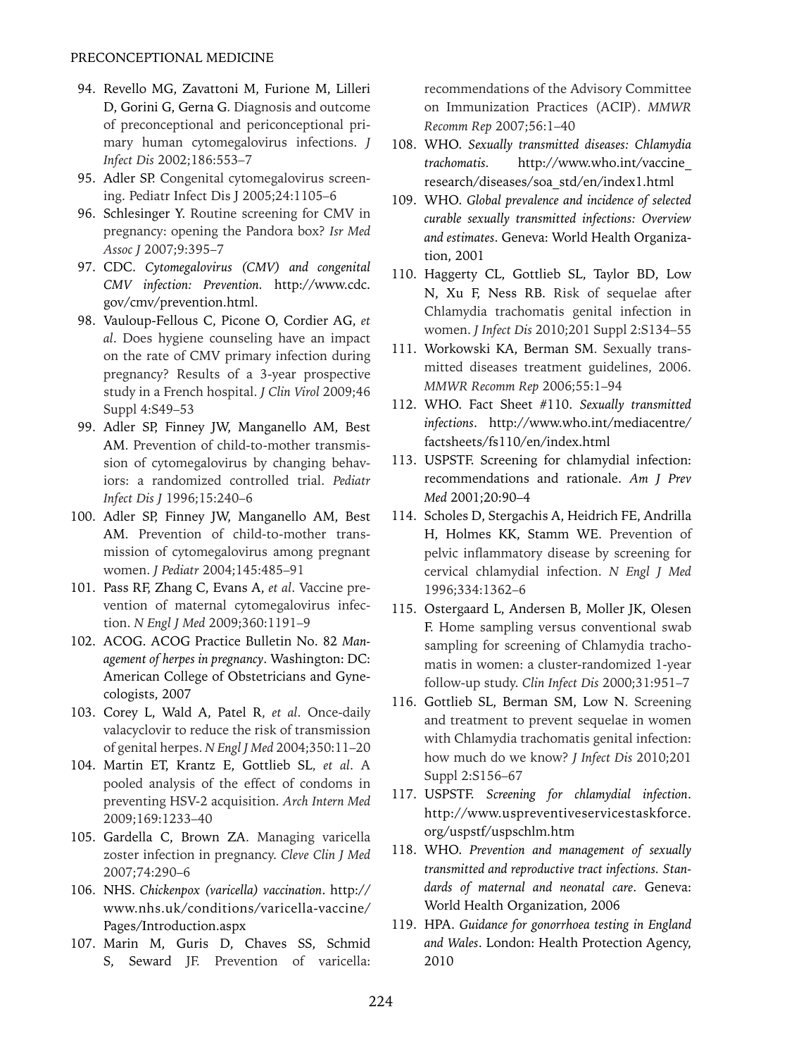94. Revello MG, Zavattoni M, Furione M, Lilleri D, Gorini G, Gerna G. Diagnosis and outcome of preconceptional and periconceptional primary human cytomegalovirus infections. *J Infect Dis* 2002;186:553–7
95. Adler SP. Congenital cytomegalovirus screening. Pediatr Infect Dis J 2005;24:1105–6
96. Schlesinger Y. Routine screening for CMV in pregnancy: opening the Pandora box? *Isr Med Assoc J* 2007;9:395–7
97. CDC. *Cytomegalovirus (CMV) and congenital CMV infection: Prevention.* http://www.cdc.gov/cmv/prevention.html.
98. Vauloup-Fellous C, Picone O, Cordier AG, *et al*. Does hygiene counseling have an impact on the rate of CMV primary infection during pregnancy? Results of a 3-year prospective study in a French hospital. *J Clin Virol* 2009;46 Suppl 4:S49–53
99. Adler SP, Finney JW, Manganello AM, Best AM. Prevention of child-to-mother transmission of cytomegalovirus by changing behaviors: a randomized controlled trial. *Pediatr Infect Dis J* 1996;15:240–6
100. Adler SP, Finney JW, Manganello AM, Best AM. Prevention of child-to-mother transmission of cytomegalovirus among pregnant women. *J Pediatr* 2004;145:485–91
101. Pass RF, Zhang C, Evans A, *et al*. Vaccine prevention of maternal cytomegalovirus infection. *N Engl J Med* 2009;360:1191–9
102. ACOG. ACOG Practice Bulletin No. 82 *Management of herpes in pregnancy*. Washington: DC: American College of Obstetricians and Gynecologists, 2007
103. Corey L, Wald A, Patel R, *et al*. Once-daily valacyclovir to reduce the risk of transmission of genital herpes. *N Engl J Med* 2004;350:11–20
104. Martin ET, Krantz E, Gottlieb SL, *et al*. A pooled analysis of the effect of condoms in preventing HSV-2 acquisition. *Arch Intern Med* 2009;169:1233–40
105. Gardella C, Brown ZA. Managing varicella zoster infection in pregnancy. *Cleve Clin J Med* 2007;74:290–6
106. NHS. *Chickenpox (varicella) vaccination*. http://www.nhs.uk/conditions/varicella-vaccine/Pages/Introduction.aspx
107. Marin M, Guris D, Chaves SS, Schmid S, Seward JF. Prevention of varicella: recommendations of the Advisory Committee on Immunization Practices (ACIP). *MMWR Recomm Rep* 2007;56:1–40
108. WHO. *Sexually transmitted diseases: Chlamydia trachomatis.* http://www.who.int/vaccine_research/diseases/soa_std/en/index1.html
109. WHO. *Global prevalence and incidence of selected curable sexually transmitted infections: Overview and estimates*. Geneva: World Health Organization, 2001
110. Haggerty CL, Gottlieb SL, Taylor BD, Low N, Xu F, Ness RB. Risk of sequelae after Chlamydia trachomatis genital infection in women. *J Infect Dis* 2010;201 Suppl 2:S134–55
111. Workowski KA, Berman SM. Sexually transmitted diseases treatment guidelines, 2006. *MMWR Recomm Rep* 2006;55:1–94
112. WHO. Fact Sheet #110. *Sexually transmitted infections*. http://www.who.int/mediacentre/factsheets/fs110/en/index.html
113. USPSTF. Screening for chlamydial infection: recommendations and rationale. *Am J Prev Med* 2001;20:90–4
114. Scholes D, Stergachis A, Heidrich FE, Andrilla H, Holmes KK, Stamm WE. Prevention of pelvic inflammatory disease by screening for cervical chlamydial infection. *N Engl J Med* 1996;334:1362–6
115. Ostergaard L, Andersen B, Moller JK, Olesen F. Home sampling versus conventional swab sampling for screening of Chlamydia trachomatis in women: a cluster-randomized 1-year follow-up study. *Clin Infect Dis* 2000;31:951–7
116. Gottlieb SL, Berman SM, Low N. Screening and treatment to prevent sequelae in women with Chlamydia trachomatis genital infection: how much do we know? *J Infect Dis* 2010;201 Suppl 2:S156–67
117. USPSTF. *Screening for chlamydial infection*. http://www.uspreventiveservicestaskforce.org/uspstf/uspschlm.htm
118. WHO. *Prevention and management of sexually transmitted and reproductive tract infections. Standards of maternal and neonatal care*. Geneva: World Health Organization, 2006
119. HPA. *Guidance for gonorrhoea testing in England and Wales*. London: Health Protection Agency, 2010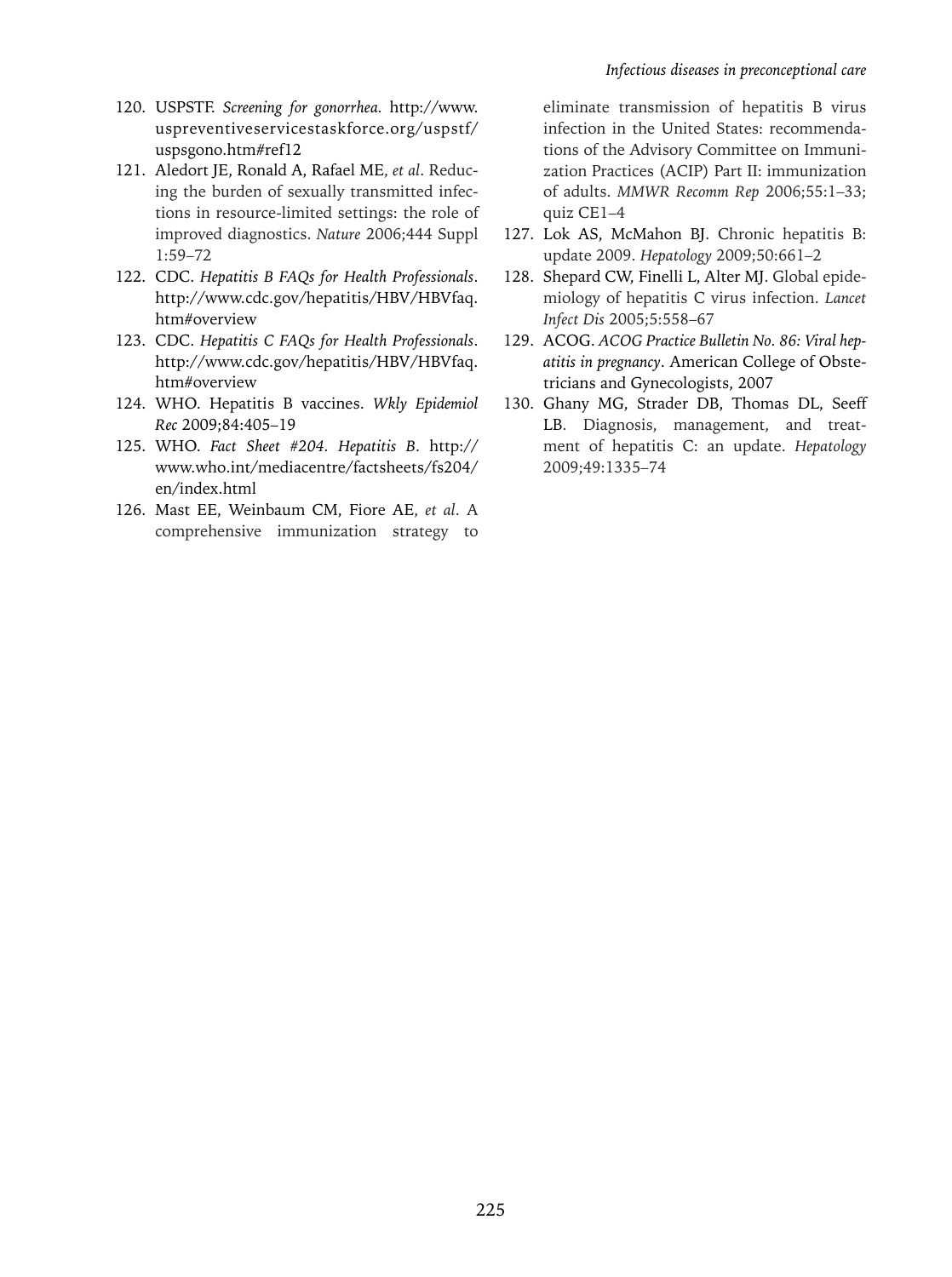120. USPSTF. *Screening for gonorrhea.* http://www.uspreventiveservicestaskforce.org/uspstf/uspsgono.htm#ref12
121. Aledort JE, Ronald A, Rafael ME, *et al*. Reducing the burden of sexually transmitted infections in resource-limited settings: the role of improved diagnostics. *Nature* 2006;444 Suppl 1:59–72
122. CDC. *Hepatitis B FAQs for Health Professionals*. http://www.cdc.gov/hepatitis/HBV/HBVfaq.htm#overview
123. CDC. *Hepatitis C FAQs for Health Professionals*. http://www.cdc.gov/hepatitis/HBV/HBVfaq.htm#overview
124. WHO. Hepatitis B vaccines. *Wkly Epidemiol Rec* 2009;84:405–19
125. WHO. *Fact Sheet #204. Hepatitis B*. http://www.who.int/mediacentre/factsheets/fs204/en/index.html
126. Mast EE, Weinbaum CM, Fiore AE, *et al*. A comprehensive immunization strategy to eliminate transmission of hepatitis B virus infection in the United States: recommendations of the Advisory Committee on Immunization Practices (ACIP) Part II: immunization of adults. *MMWR Recomm Rep* 2006;55:1–33; quiz CE1–4
127. Lok AS, McMahon BJ. Chronic hepatitis B: update 2009. *Hepatology* 2009;50:661–2
128. Shepard CW, Finelli L, Alter MJ. Global epidemiology of hepatitis C virus infection. *Lancet Infect Dis* 2005;5:558–67
129. ACOG. *ACOG Practice Bulletin No. 86: Viral hepatitis in pregnancy*. American College of Obstetricians and Gynecologists, 2007
130. Ghany MG, Strader DB, Thomas DL, Seeff LB. Diagnosis, management, and treatment of hepatitis C: an update. *Hepatology* 2009;49:1335–74